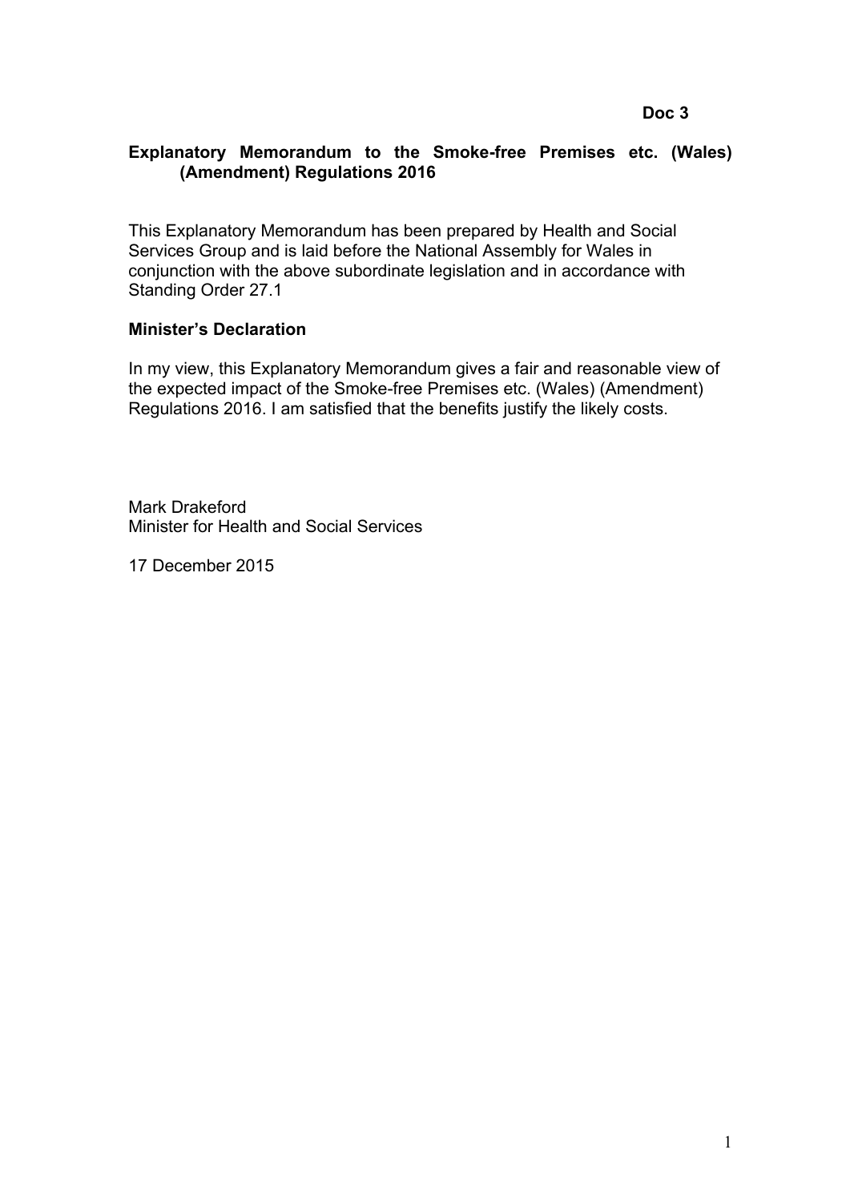**Doc 3**

# Explanatory Memorandum to the Smoke-free Premises etc. (Wales) (Amendment) Regulations 2016

This Explanatory Memorandum has been prepared by Health and Social Services Group and is laid before the National Assembly for Wales in conjunction with the above subordinate legislation and in accordance with Standing Order 27.1

## Minister's Declaration

In my view, this Explanatory Memorandum gives a fair and reasonable view of the expected impact of the Smoke-free Premises etc. (Wales) (Amendment) Regulations 2016. I am satisfied that the benefits justify the likely costs.

Mark Drakeford
Minister for Health and Social Services

17 December 2015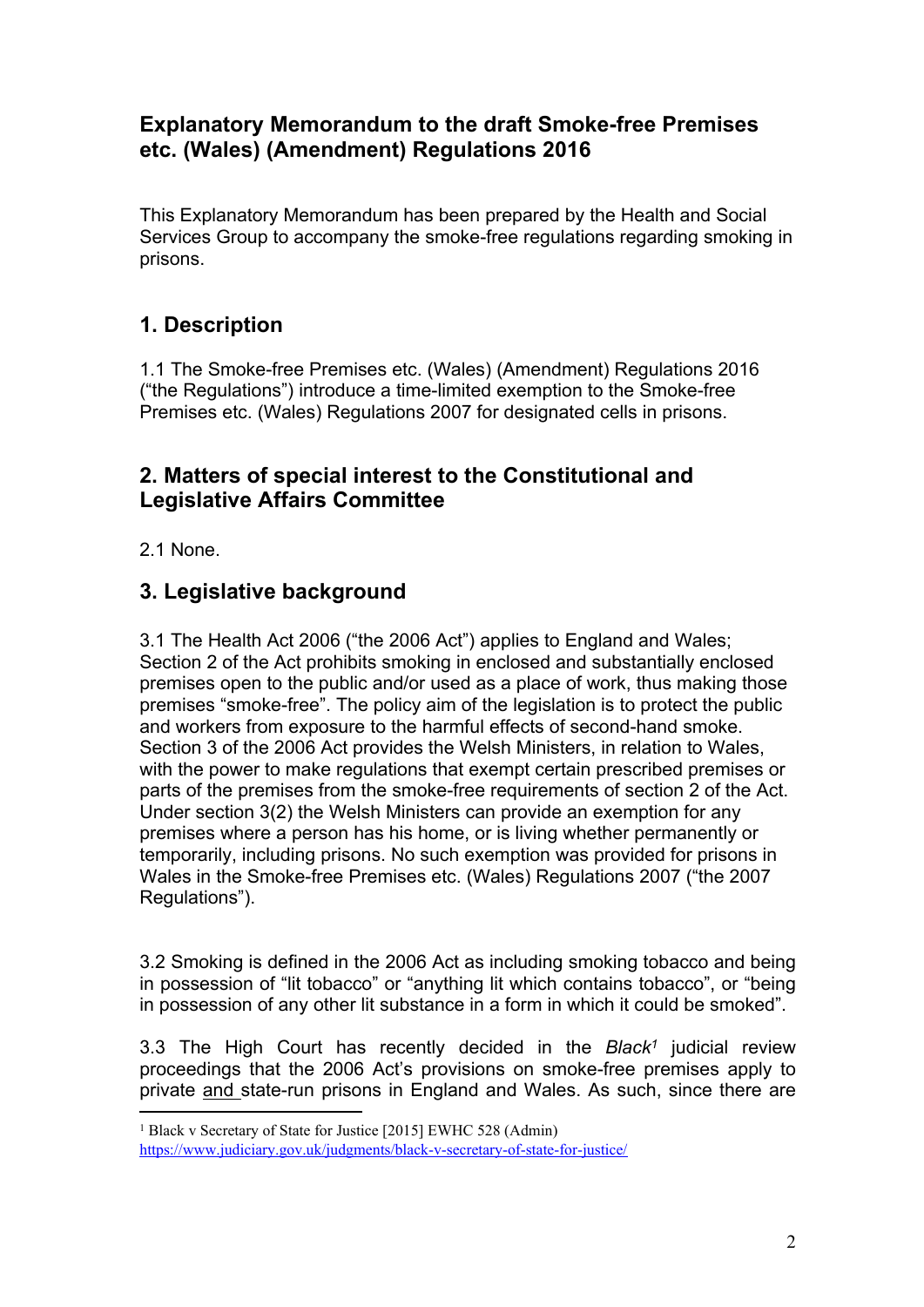## Explanatory Memorandum to the draft Smoke-free Premises etc. (Wales) (Amendment) Regulations 2016

This Explanatory Memorandum has been prepared by the Health and Social Services Group to accompany the smoke-free regulations regarding smoking in prisons.

## 1. Description

1.1 The Smoke-free Premises etc. (Wales) (Amendment) Regulations 2016 ("the Regulations") introduce a time-limited exemption to the Smoke-free Premises etc. (Wales) Regulations 2007 for designated cells in prisons.

## 2. Matters of special interest to the Constitutional and Legislative Affairs Committee

2.1 None.

## 3. Legislative background

3.1 The Health Act 2006 ("the 2006 Act") applies to England and Wales; Section 2 of the Act prohibits smoking in enclosed and substantially enclosed premises open to the public and/or used as a place of work, thus making those premises "smoke-free". The policy aim of the legislation is to protect the public and workers from exposure to the harmful effects of second-hand smoke. Section 3 of the 2006 Act provides the Welsh Ministers, in relation to Wales, with the power to make regulations that exempt certain prescribed premises or parts of the premises from the smoke-free requirements of section 2 of the Act. Under section 3(2) the Welsh Ministers can provide an exemption for any premises where a person has his home, or is living whether permanently or temporarily, including prisons. No such exemption was provided for prisons in Wales in the Smoke-free Premises etc. (Wales) Regulations 2007 ("the 2007 Regulations").

3.2 Smoking is defined in the 2006 Act as including smoking tobacco and being in possession of "lit tobacco" or "anything lit which contains tobacco", or "being in possession of any other lit substance in a form in which it could be smoked".

3.3 The High Court has recently decided in the *Black*[1] judicial review proceedings that the 2006 Act's provisions on smoke-free premises apply to private and state-run prisons in England and Wales. As such, since there are

[1] Black v Secretary of State for Justice [2015] EWHC 528 (Admin) https://www.judiciary.gov.uk/judgments/black-v-secretary-of-state-for-justice/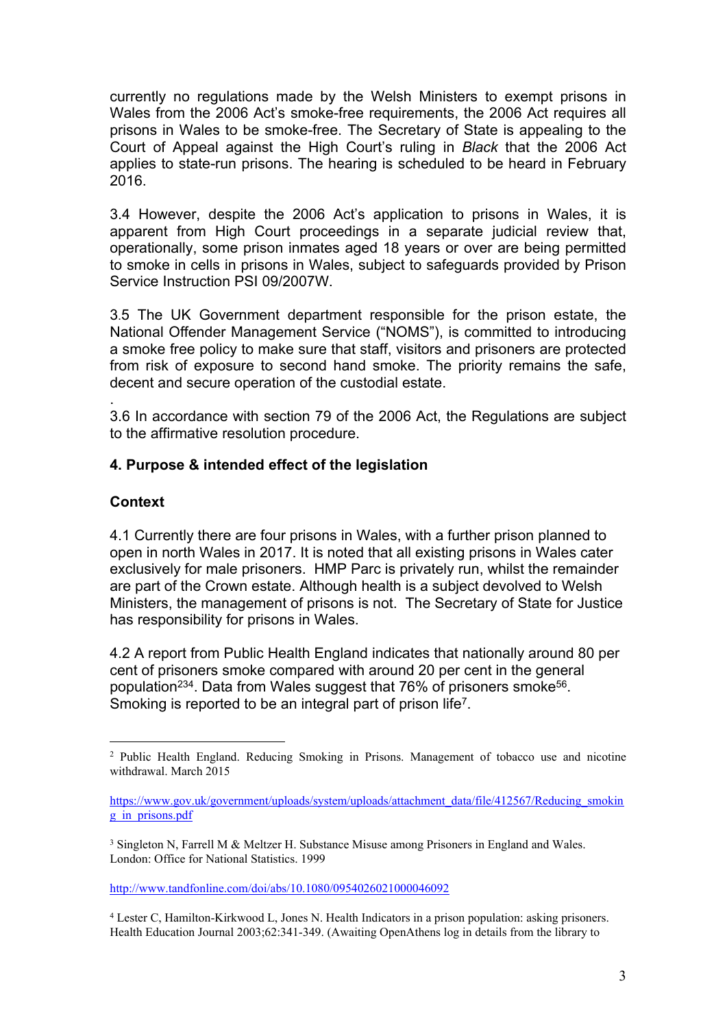currently no regulations made by the Welsh Ministers to exempt prisons in Wales from the 2006 Act's smoke-free requirements, the 2006 Act requires all prisons in Wales to be smoke-free. The Secretary of State is appealing to the Court of Appeal against the High Court's ruling in *Black* that the 2006 Act applies to state-run prisons. The hearing is scheduled to be heard in February 2016.

3.4 However, despite the 2006 Act's application to prisons in Wales, it is apparent from High Court proceedings in a separate judicial review that, operationally, some prison inmates aged 18 years or over are being permitted to smoke in cells in prisons in Wales, subject to safeguards provided by Prison Service Instruction PSI 09/2007W.

3.5 The UK Government department responsible for the prison estate, the National Offender Management Service ("NOMS"), is committed to introducing a smoke free policy to make sure that staff, visitors and prisoners are protected from risk of exposure to second hand smoke. The priority remains the safe, decent and secure operation of the custodial estate.

.
3.6 In accordance with section 79 of the 2006 Act, the Regulations are subject to the affirmative resolution procedure.

## 4. Purpose & intended effect of the legislation

### Context

4.1 Currently there are four prisons in Wales, with a further prison planned to open in north Wales in 2017. It is noted that all existing prisons in Wales cater exclusively for male prisoners. HMP Parc is privately run, whilst the remainder are part of the Crown estate. Although health is a subject devolved to Welsh Ministers, the management of prisons is not. The Secretary of State for Justice has responsibility for prisons in Wales.

4.2 A report from Public Health England indicates that nationally around 80 per cent of prisoners smoke compared with around 20 per cent in the general population[2][3][4]. Data from Wales suggest that 76% of prisoners smoke[5][6]. Smoking is reported to be an integral part of prison life[7].

---

[2] Public Health England. Reducing Smoking in Prisons. Management of tobacco use and nicotine withdrawal. March 2015

https://www.gov.uk/government/uploads/system/uploads/attachment_data/file/412567/Reducing_smoking_in_prisons.pdf

[3] Singleton N, Farrell M & Meltzer H. Substance Misuse among Prisoners in England and Wales. London: Office for National Statistics. 1999

http://www.tandfonline.com/doi/abs/10.1080/0954026021000046092

[4] Lester C, Hamilton-Kirkwood L, Jones N. Health Indicators in a prison population: asking prisoners. Health Education Journal 2003;62:341-349. (Awaiting OpenAthens log in details from the library to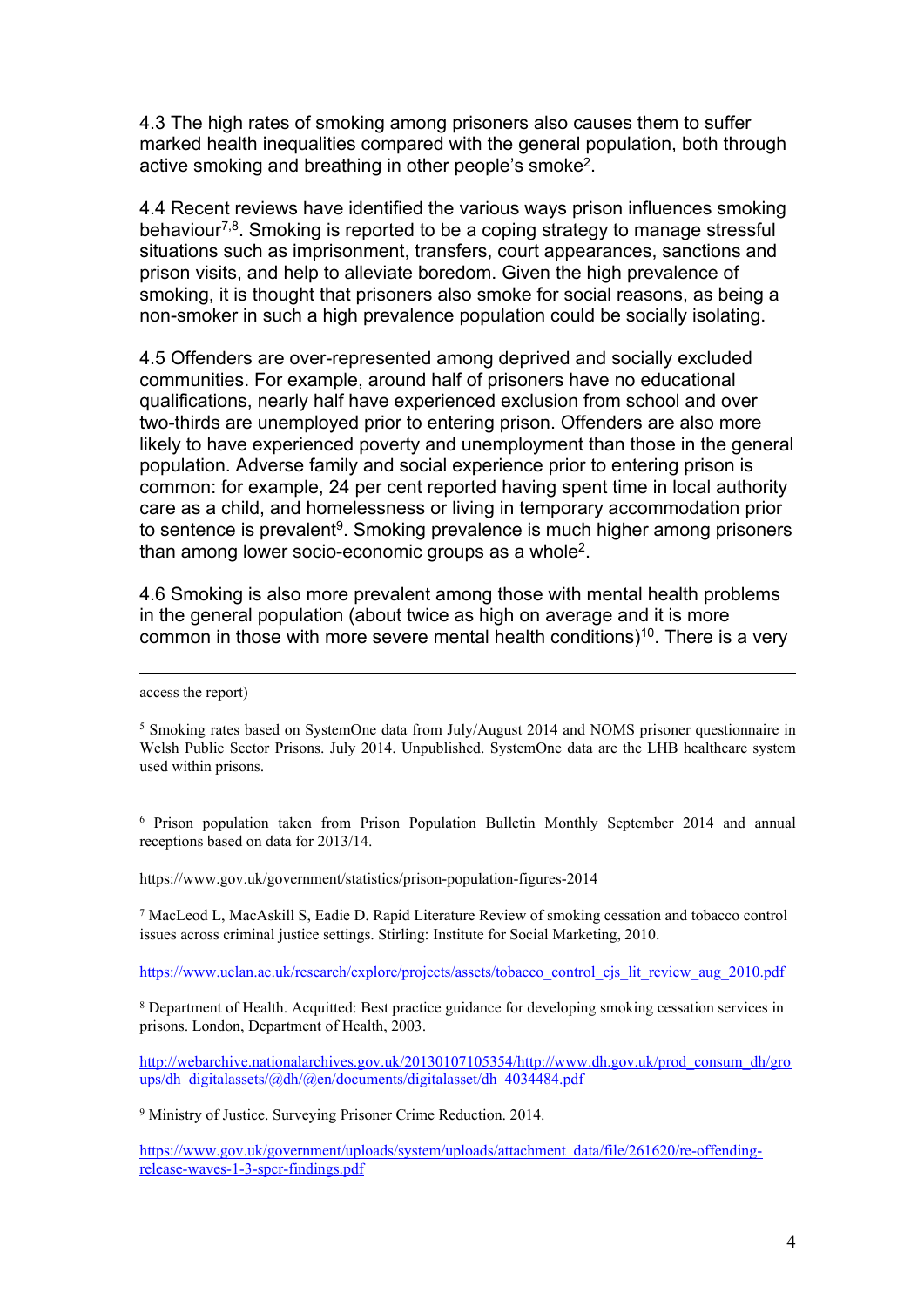4.3 The high rates of smoking among prisoners also causes them to suffer marked health inequalities compared with the general population, both through active smoking and breathing in other people's smoke[2].

4.4 Recent reviews have identified the various ways prison influences smoking behaviour[7,8]. Smoking is reported to be a coping strategy to manage stressful situations such as imprisonment, transfers, court appearances, sanctions and prison visits, and help to alleviate boredom. Given the high prevalence of smoking, it is thought that prisoners also smoke for social reasons, as being a non-smoker in such a high prevalence population could be socially isolating.

4.5 Offenders are over-represented among deprived and socially excluded communities. For example, around half of prisoners have no educational qualifications, nearly half have experienced exclusion from school and over two-thirds are unemployed prior to entering prison. Offenders are also more likely to have experienced poverty and unemployment than those in the general population. Adverse family and social experience prior to entering prison is common: for example, 24 per cent reported having spent time in local authority care as a child, and homelessness or living in temporary accommodation prior to sentence is prevalent[9]. Smoking prevalence is much higher among prisoners than among lower socio-economic groups as a whole[2].

4.6 Smoking is also more prevalent among those with mental health problems in the general population (about twice as high on average and it is more common in those with more severe mental health conditions)[10]. There is a very

---

access the report)

[5] Smoking rates based on SystemOne data from July/August 2014 and NOMS prisoner questionnaire in Welsh Public Sector Prisons. July 2014. Unpublished. SystemOne data are the LHB healthcare system used within prisons.

[6] Prison population taken from Prison Population Bulletin Monthly September 2014 and annual receptions based on data for 2013/14.

https://www.gov.uk/government/statistics/prison-population-figures-2014

[7] MacLeod L, MacAskill S, Eadie D. Rapid Literature Review of smoking cessation and tobacco control issues across criminal justice settings. Stirling: Institute for Social Marketing, 2010.

https://www.uclan.ac.uk/research/explore/projects/assets/tobacco_control_cjs_lit_review_aug_2010.pdf

[8] Department of Health. Acquitted: Best practice guidance for developing smoking cessation services in prisons. London, Department of Health, 2003.

http://webarchive.nationalarchives.gov.uk/20130107105354/http://www.dh.gov.uk/prod_consum_dh/groups/dh_digitalassets/@dh/@en/documents/digitalasset/dh_4034484.pdf

[9] Ministry of Justice. Surveying Prisoner Crime Reduction. 2014.

https://www.gov.uk/government/uploads/system/uploads/attachment_data/file/261620/re-offending-release-waves-1-3-spcr-findings.pdf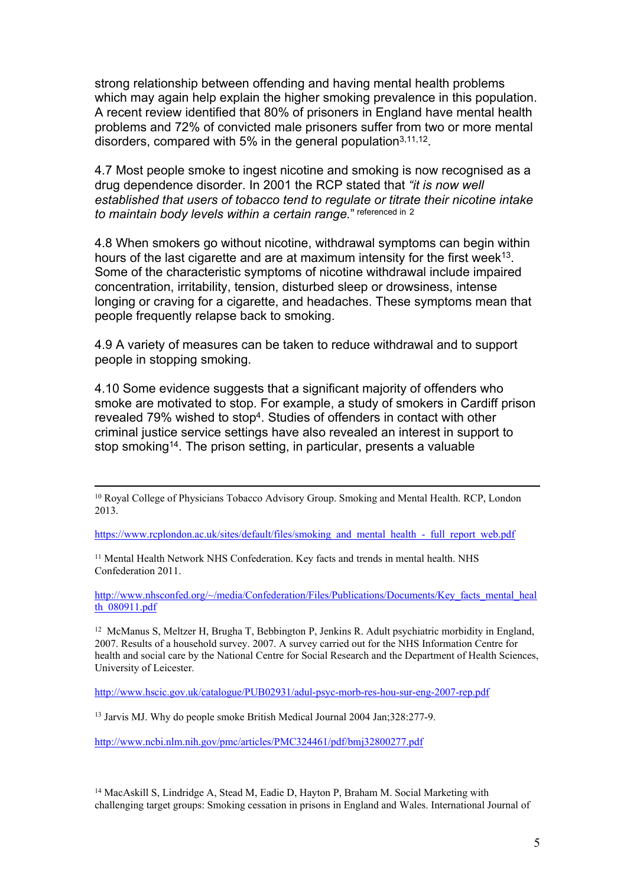strong relationship between offending and having mental health problems which may again help explain the higher smoking prevalence in this population. A recent review identified that 80% of prisoners in England have mental health problems and 72% of convicted male prisoners suffer from two or more mental disorders, compared with 5% in the general population[3,11,12].

4.7 Most people smoke to ingest nicotine and smoking is now recognised as a drug dependence disorder. In 2001 the RCP stated that *"it is now well established that users of tobacco tend to regulate or titrate their nicotine intake to maintain body levels within a certain range."* [referenced in 2]

4.8 When smokers go without nicotine, withdrawal symptoms can begin within hours of the last cigarette and are at maximum intensity for the first week[13]. Some of the characteristic symptoms of nicotine withdrawal include impaired concentration, irritability, tension, disturbed sleep or drowsiness, intense longing or craving for a cigarette, and headaches. These symptoms mean that people frequently relapse back to smoking.

4.9 A variety of measures can be taken to reduce withdrawal and to support people in stopping smoking.

4.10 Some evidence suggests that a significant majority of offenders who smoke are motivated to stop. For example, a study of smokers in Cardiff prison revealed 79% wished to stop[4]. Studies of offenders in contact with other criminal justice service settings have also revealed an interest in support to stop smoking[14]. The prison setting, in particular, presents a valuable

---

[10] Royal College of Physicians Tobacco Advisory Group. Smoking and Mental Health. RCP, London 2013.

https://www.rcplondon.ac.uk/sites/default/files/smoking_and_mental_health_-_full_report_web.pdf

[11] Mental Health Network NHS Confederation. Key facts and trends in mental health. NHS Confederation 2011.

http://www.nhsconfed.org/~/media/Confederation/Files/Publications/Documents/Key_facts_mental_health_080911.pdf

[12] McManus S, Meltzer H, Brugha T, Bebbington P, Jenkins R. Adult psychiatric morbidity in England, 2007. Results of a household survey. 2007. A survey carried out for the NHS Information Centre for health and social care by the National Centre for Social Research and the Department of Health Sciences, University of Leicester.

http://www.hscic.gov.uk/catalogue/PUB02931/adul-psyc-morb-res-hou-sur-eng-2007-rep.pdf

[13] Jarvis MJ. Why do people smoke British Medical Journal 2004 Jan;328:277-9.

http://www.ncbi.nlm.nih.gov/pmc/articles/PMC324461/pdf/bmj32800277.pdf

[14] MacAskill S, Lindridge A, Stead M, Eadie D, Hayton P, Braham M. Social Marketing with challenging target groups: Smoking cessation in prisons in England and Wales. International Journal of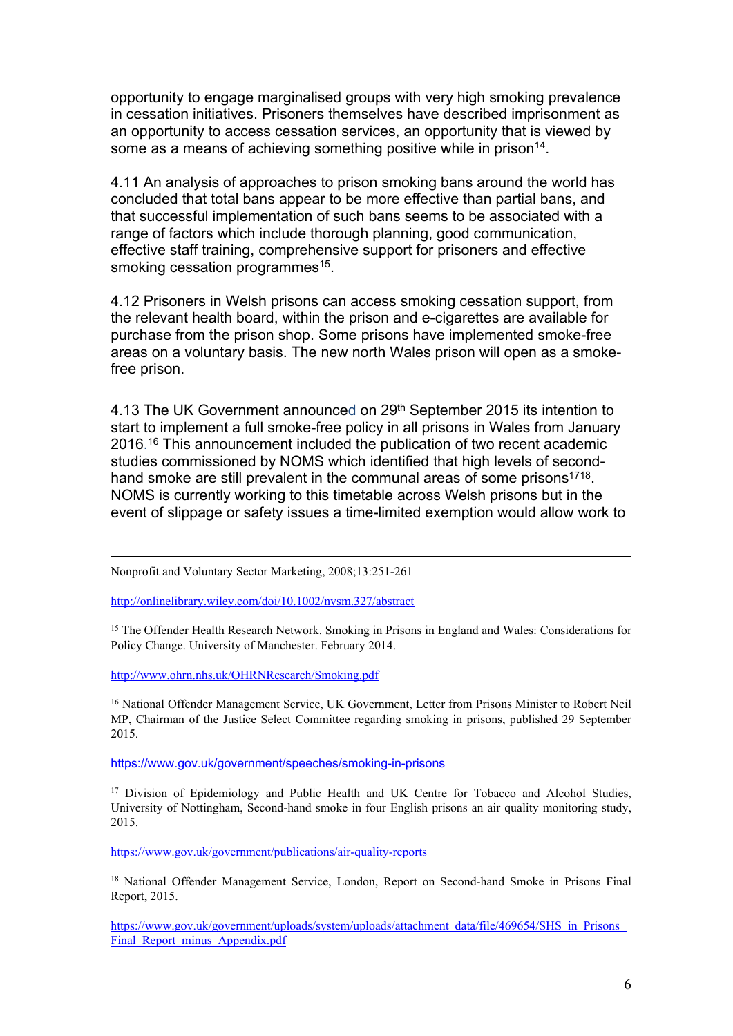opportunity to engage marginalised groups with very high smoking prevalence in cessation initiatives. Prisoners themselves have described imprisonment as an opportunity to access cessation services, an opportunity that is viewed by some as a means of achieving something positive while in prison[14].

4.11 An analysis of approaches to prison smoking bans around the world has concluded that total bans appear to be more effective than partial bans, and that successful implementation of such bans seems to be associated with a range of factors which include thorough planning, good communication, effective staff training, comprehensive support for prisoners and effective smoking cessation programmes[15].

4.12 Prisoners in Welsh prisons can access smoking cessation support, from the relevant health board, within the prison and e-cigarettes are available for purchase from the prison shop. Some prisons have implemented smoke-free areas on a voluntary basis. The new north Wales prison will open as a smoke-free prison.

4.13 The UK Government announced on 29th September 2015 its intention to start to implement a full smoke-free policy in all prisons in Wales from January 2016.[16] This announcement included the publication of two recent academic studies commissioned by NOMS which identified that high levels of second-hand smoke are still prevalent in the communal areas of some prisons[17][18]. NOMS is currently working to this timetable across Welsh prisons but in the event of slippage or safety issues a time-limited exemption would allow work to

---

Nonprofit and Voluntary Sector Marketing, 2008;13:251-261

http://onlinelibrary.wiley.com/doi/10.1002/nvsm.327/abstract

[15] The Offender Health Research Network. Smoking in Prisons in England and Wales: Considerations for Policy Change. University of Manchester. February 2014.

http://www.ohrn.nhs.uk/OHRNResearch/Smoking.pdf

[16] National Offender Management Service, UK Government, Letter from Prisons Minister to Robert Neil MP, Chairman of the Justice Select Committee regarding smoking in prisons, published 29 September 2015.

https://www.gov.uk/government/speeches/smoking-in-prisons

[17] Division of Epidemiology and Public Health and UK Centre for Tobacco and Alcohol Studies, University of Nottingham, Second-hand smoke in four English prisons an air quality monitoring study, 2015.

https://www.gov.uk/government/publications/air-quality-reports

[18] National Offender Management Service, London, Report on Second-hand Smoke in Prisons Final Report, 2015.

https://www.gov.uk/government/uploads/system/uploads/attachment_data/file/469654/SHS_in_Prisons_Final_Report_minus_Appendix.pdf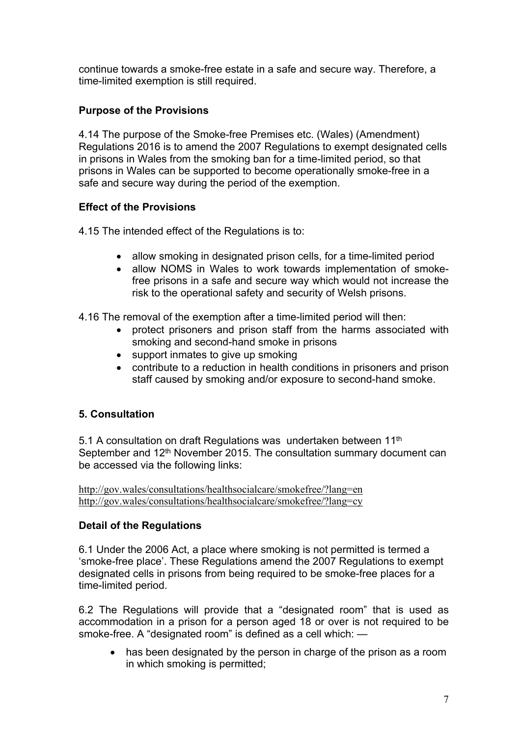continue towards a smoke-free estate in a safe and secure way. Therefore, a time-limited exemption is still required.

**Purpose of the Provisions**

4.14 The purpose of the Smoke-free Premises etc. (Wales) (Amendment) Regulations 2016 is to amend the 2007 Regulations to exempt designated cells in prisons in Wales from the smoking ban for a time-limited period, so that prisons in Wales can be supported to become operationally smoke-free in a safe and secure way during the period of the exemption.

**Effect of the Provisions**

4.15 The intended effect of the Regulations is to:

- allow smoking in designated prison cells, for a time-limited period
- allow NOMS in Wales to work towards implementation of smoke-free prisons in a safe and secure way which would not increase the risk to the operational safety and security of Welsh prisons.

4.16 The removal of the exemption after a time-limited period will then:

- protect prisoners and prison staff from the harms associated with smoking and second-hand smoke in prisons
- support inmates to give up smoking
- contribute to a reduction in health conditions in prisoners and prison staff caused by smoking and/or exposure to second-hand smoke.

## 5. Consultation

5.1 A consultation on draft Regulations was undertaken between 11th September and 12th November 2015. The consultation summary document can be accessed via the following links:

http://gov.wales/consultations/healthsocialcare/smokefree/?lang=en
http://gov.wales/consultations/healthsocialcare/smokefree/?lang=cy

**Detail of the Regulations**

6.1 Under the 2006 Act, a place where smoking is not permitted is termed a 'smoke-free place'. These Regulations amend the 2007 Regulations to exempt designated cells in prisons from being required to be smoke-free places for a time-limited period.

6.2 The Regulations will provide that a "designated room" that is used as accommodation in a prison for a person aged 18 or over is not required to be smoke-free. A "designated room" is defined as a cell which: —

- has been designated by the person in charge of the prison as a room in which smoking is permitted;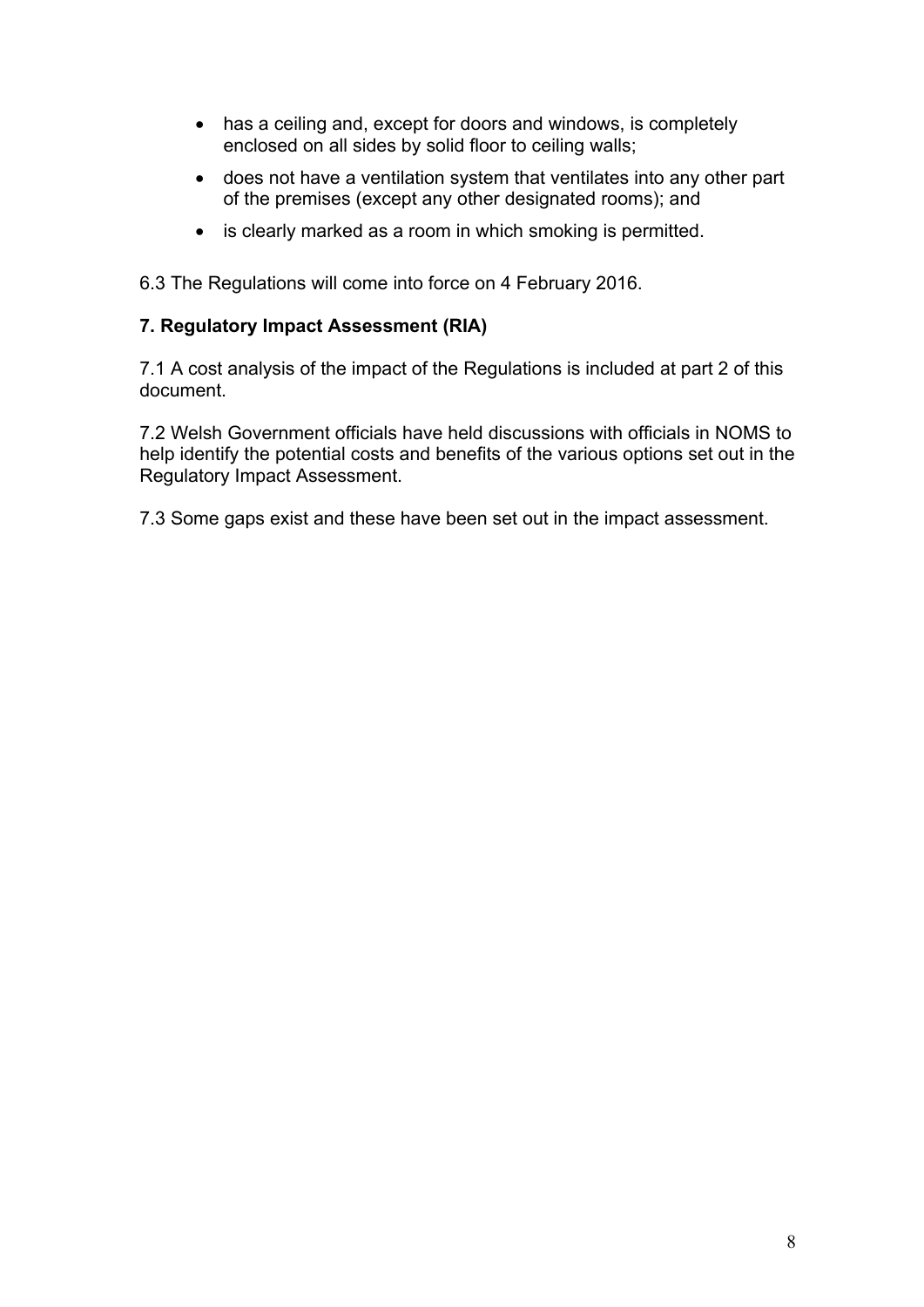- has a ceiling and, except for doors and windows, is completely enclosed on all sides by solid floor to ceiling walls;
- does not have a ventilation system that ventilates into any other part of the premises (except any other designated rooms); and
- is clearly marked as a room in which smoking is permitted.

6.3 The Regulations will come into force on 4 February 2016.

**7. Regulatory Impact Assessment (RIA)**

7.1 A cost analysis of the impact of the Regulations is included at part 2 of this document.

7.2 Welsh Government officials have held discussions with officials in NOMS to help identify the potential costs and benefits of the various options set out in the Regulatory Impact Assessment.

7.3 Some gaps exist and these have been set out in the impact assessment.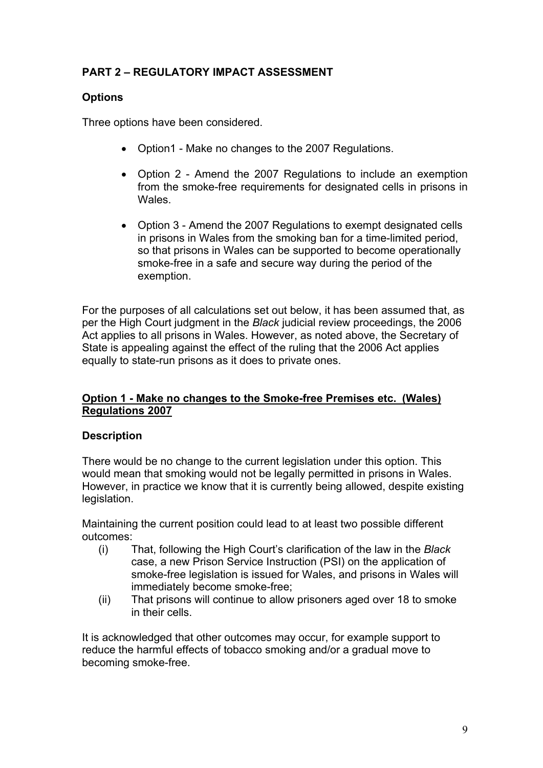## PART 2 – REGULATORY IMPACT ASSESSMENT

### Options

Three options have been considered.

- Option1 - Make no changes to the 2007 Regulations.
- Option 2 - Amend the 2007 Regulations to include an exemption from the smoke-free requirements for designated cells in prisons in Wales.
- Option 3 - Amend the 2007 Regulations to exempt designated cells in prisons in Wales from the smoking ban for a time-limited period, so that prisons in Wales can be supported to become operationally smoke-free in a safe and secure way during the period of the exemption.

For the purposes of all calculations set out below, it has been assumed that, as per the High Court judgment in the *Black* judicial review proceedings, the 2006 Act applies to all prisons in Wales. However, as noted above, the Secretary of State is appealing against the effect of the ruling that the 2006 Act applies equally to state-run prisons as it does to private ones.

### Option 1 - Make no changes to the Smoke-free Premises etc. (Wales) Regulations 2007

#### Description

There would be no change to the current legislation under this option. This would mean that smoking would not be legally permitted in prisons in Wales. However, in practice we know that it is currently being allowed, despite existing legislation.

Maintaining the current position could lead to at least two possible different outcomes:

(i) That, following the High Court's clarification of the law in the *Black* case, a new Prison Service Instruction (PSI) on the application of smoke-free legislation is issued for Wales, and prisons in Wales will immediately become smoke-free;

(ii) That prisons will continue to allow prisoners aged over 18 to smoke in their cells.

It is acknowledged that other outcomes may occur, for example support to reduce the harmful effects of tobacco smoking and/or a gradual move to becoming smoke-free.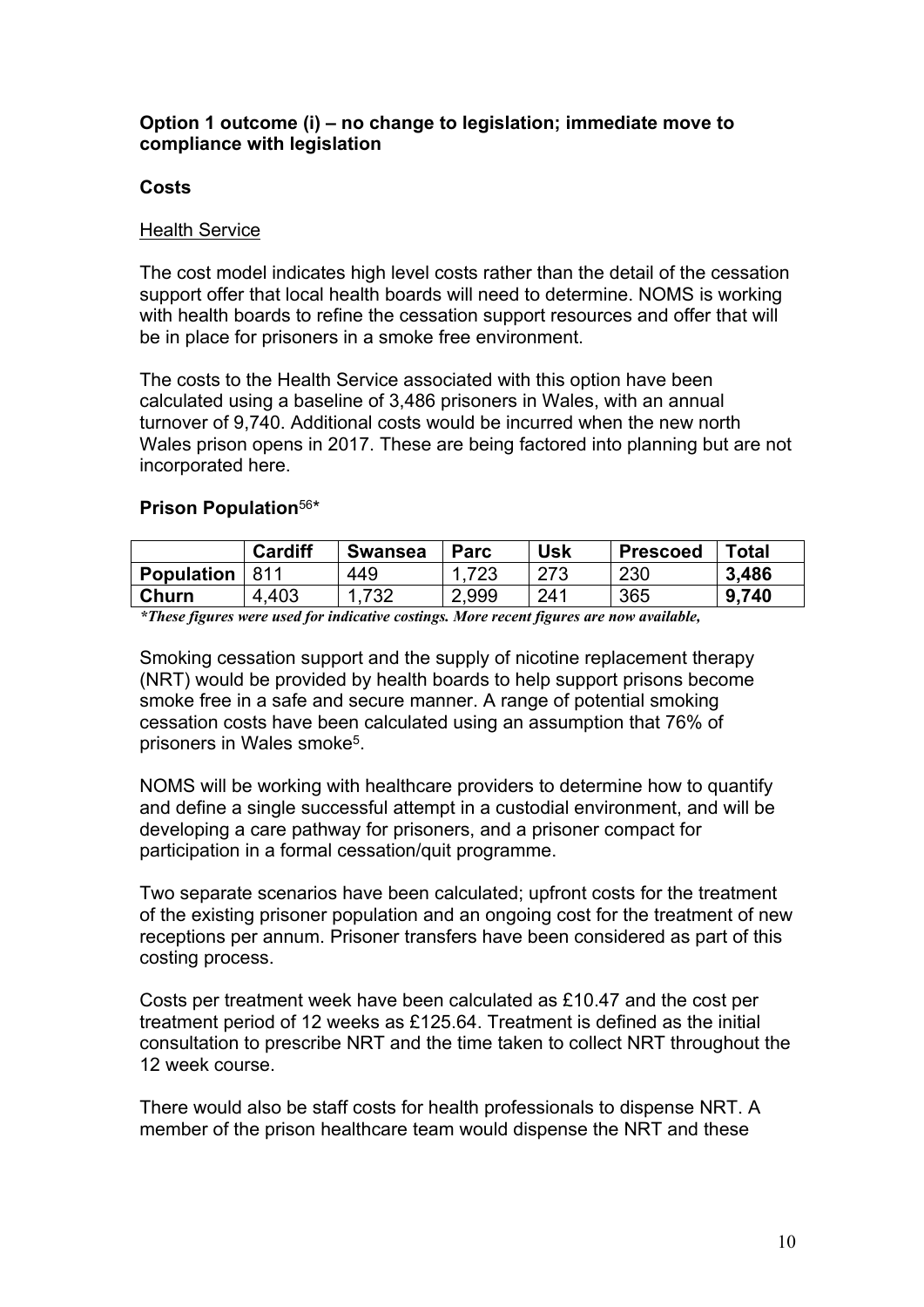**Option 1 outcome (i) – no change to legislation; immediate move to compliance with legislation**

**Costs**

Health Service

The cost model indicates high level costs rather than the detail of the cessation support offer that local health boards will need to determine. NOMS is working with health boards to refine the cessation support resources and offer that will be in place for prisoners in a smoke free environment.

The costs to the Health Service associated with this option have been calculated using a baseline of 3,486 prisoners in Wales, with an annual turnover of 9,740. Additional costs would be incurred when the new north Wales prison opens in 2017. These are being factored into planning but are not incorporated here.

**Prison Population**[56]*

| | **Cardiff** | **Swansea** | **Parc** | **Usk** | **Prescoed** | **Total** |
|---|---|---|---|---|---|---|
| **Population** | 811 | 449 | 1,723 | 273 | 230 | **3,486** |
| **Churn** | 4,403 | 1,732 | 2,999 | 241 | 365 | **9,740** |

***These figures were used for indicative costings. More recent figures are now available,***

Smoking cessation support and the supply of nicotine replacement therapy (NRT) would be provided by health boards to help support prisons become smoke free in a safe and secure manner. A range of potential smoking cessation costs have been calculated using an assumption that 76% of prisoners in Wales smoke[5].

NOMS will be working with healthcare providers to determine how to quantify and define a single successful attempt in a custodial environment, and will be developing a care pathway for prisoners, and a prisoner compact for participation in a formal cessation/quit programme.

Two separate scenarios have been calculated; upfront costs for the treatment of the existing prisoner population and an ongoing cost for the treatment of new receptions per annum. Prisoner transfers have been considered as part of this costing process.

Costs per treatment week have been calculated as £10.47 and the cost per treatment period of 12 weeks as £125.64. Treatment is defined as the initial consultation to prescribe NRT and the time taken to collect NRT throughout the 12 week course.

There would also be staff costs for health professionals to dispense NRT. A member of the prison healthcare team would dispense the NRT and these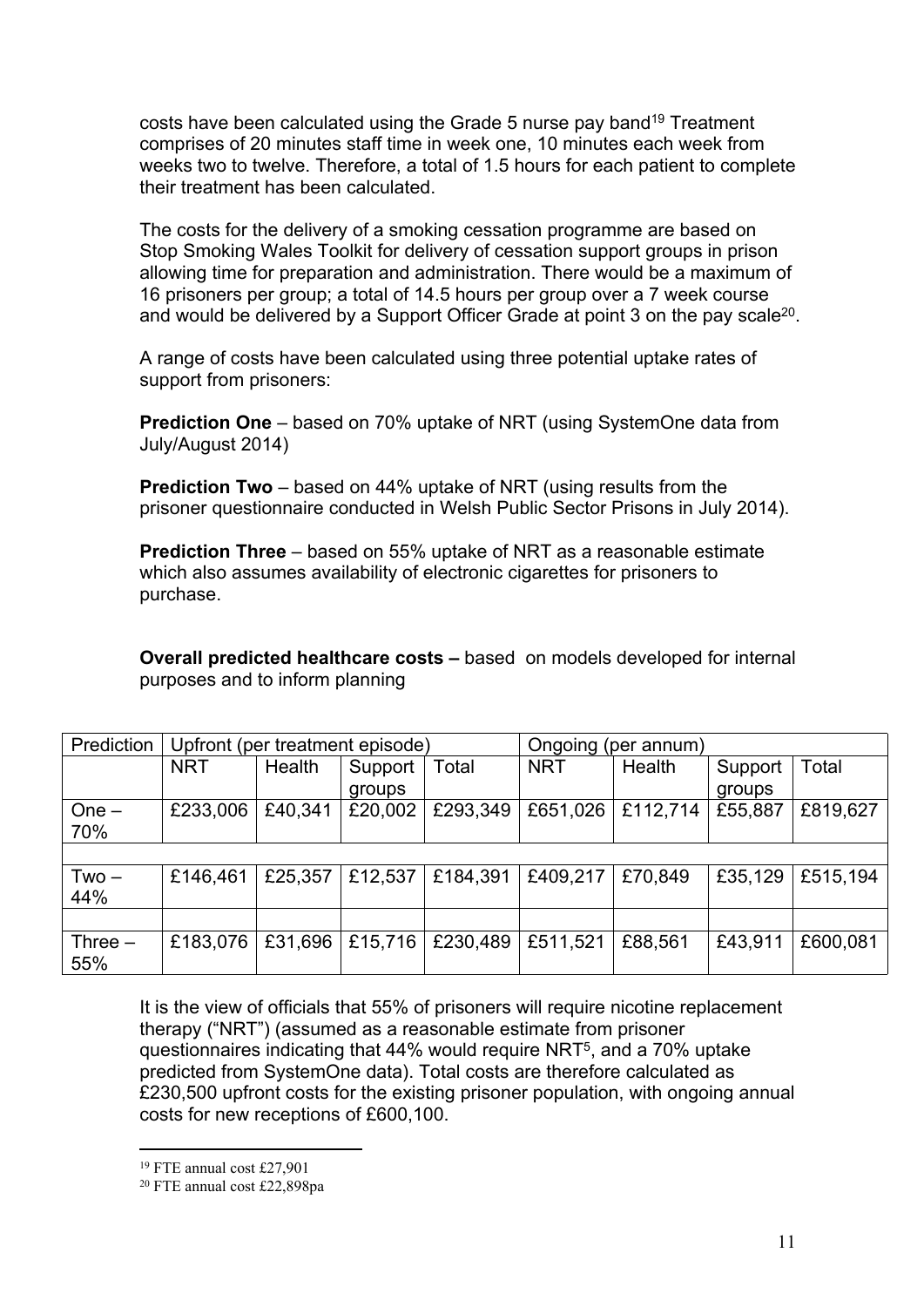costs have been calculated using the Grade 5 nurse pay band[19] Treatment comprises of 20 minutes staff time in week one, 10 minutes each week from weeks two to twelve. Therefore, a total of 1.5 hours for each patient to complete their treatment has been calculated.

The costs for the delivery of a smoking cessation programme are based on Stop Smoking Wales Toolkit for delivery of cessation support groups in prison allowing time for preparation and administration. There would be a maximum of 16 prisoners per group; a total of 14.5 hours per group over a 7 week course and would be delivered by a Support Officer Grade at point 3 on the pay scale[20].

A range of costs have been calculated using three potential uptake rates of support from prisoners:

**Prediction One** – based on 70% uptake of NRT (using SystemOne data from July/August 2014)

**Prediction Two** – based on 44% uptake of NRT (using results from the prisoner questionnaire conducted in Welsh Public Sector Prisons in July 2014).

**Prediction Three** – based on 55% uptake of NRT as a reasonable estimate which also assumes availability of electronic cigarettes for prisoners to purchase.

**Overall predicted healthcare costs –** based on models developed for internal purposes and to inform planning

| Prediction | Upfront (per treatment episode) | | | | Ongoing (per annum) | | | |
|---|---|---|---|---|---|---|---|---|
| | NRT | Health | Support groups | Total | NRT | Health | Support groups | Total |
| One – 70% | £233,006 | £40,341 | £20,002 | £293,349 | £651,026 | £112,714 | £55,887 | £819,627 |
| | | | | | | | | |
| Two – 44% | £146,461 | £25,357 | £12,537 | £184,391 | £409,217 | £70,849 | £35,129 | £515,194 |
| | | | | | | | | |
| Three – 55% | £183,076 | £31,696 | £15,716 | £230,489 | £511,521 | £88,561 | £43,911 | £600,081 |

It is the view of officials that 55% of prisoners will require nicotine replacement therapy ("NRT") (assumed as a reasonable estimate from prisoner questionnaires indicating that 44% would require NRT[5], and a 70% uptake predicted from SystemOne data). Total costs are therefore calculated as £230,500 upfront costs for the existing prisoner population, with ongoing annual costs for new receptions of £600,100.

---

[19] FTE annual cost £27,901

[20] FTE annual cost £22,898pa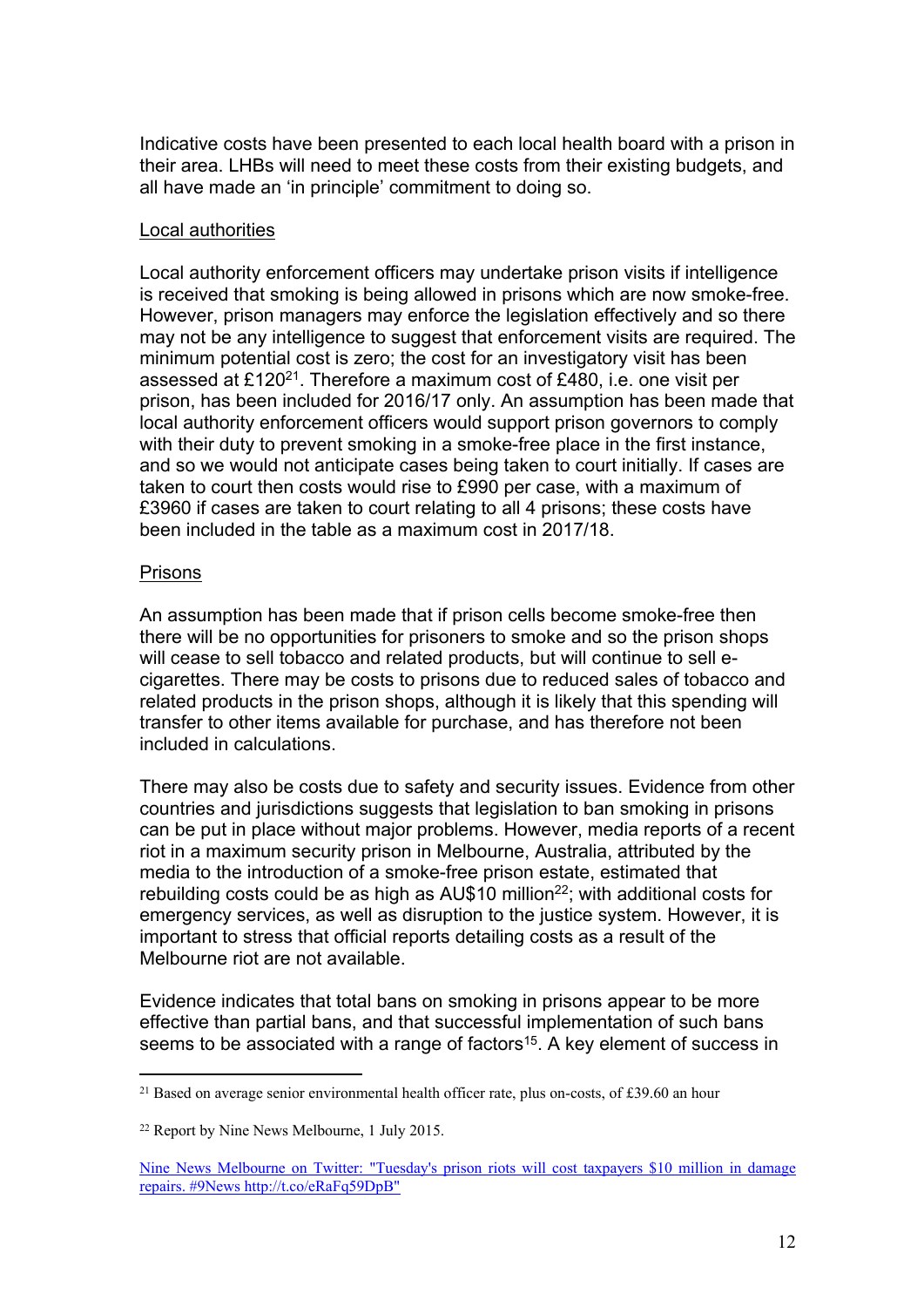Indicative costs have been presented to each local health board with a prison in their area. LHBs will need to meet these costs from their existing budgets, and all have made an 'in principle' commitment to doing so.

Local authorities

Local authority enforcement officers may undertake prison visits if intelligence is received that smoking is being allowed in prisons which are now smoke-free. However, prison managers may enforce the legislation effectively and so there may not be any intelligence to suggest that enforcement visits are required. The minimum potential cost is zero; the cost for an investigatory visit has been assessed at £120[21]. Therefore a maximum cost of £480, i.e. one visit per prison, has been included for 2016/17 only. An assumption has been made that local authority enforcement officers would support prison governors to comply with their duty to prevent smoking in a smoke-free place in the first instance, and so we would not anticipate cases being taken to court initially. If cases are taken to court then costs would rise to £990 per case, with a maximum of £3960 if cases are taken to court relating to all 4 prisons; these costs have been included in the table as a maximum cost in 2017/18.

Prisons

An assumption has been made that if prison cells become smoke-free then there will be no opportunities for prisoners to smoke and so the prison shops will cease to sell tobacco and related products, but will continue to sell e-cigarettes. There may be costs to prisons due to reduced sales of tobacco and related products in the prison shops, although it is likely that this spending will transfer to other items available for purchase, and has therefore not been included in calculations.

There may also be costs due to safety and security issues. Evidence from other countries and jurisdictions suggests that legislation to ban smoking in prisons can be put in place without major problems. However, media reports of a recent riot in a maximum security prison in Melbourne, Australia, attributed by the media to the introduction of a smoke-free prison estate, estimated that rebuilding costs could be as high as AU$10 million[22]; with additional costs for emergency services, as well as disruption to the justice system. However, it is important to stress that official reports detailing costs as a result of the Melbourne riot are not available.

Evidence indicates that total bans on smoking in prisons appear to be more effective than partial bans, and that successful implementation of such bans seems to be associated with a range of factors[15]. A key element of success in

---

[21] Based on average senior environmental health officer rate, plus on-costs, of £39.60 an hour

[22] Report by Nine News Melbourne, 1 July 2015.

Nine News Melbourne on Twitter: "Tuesday's prison riots will cost taxpayers $10 million in damage repairs. #9News http://t.co/eRaFq59DpB"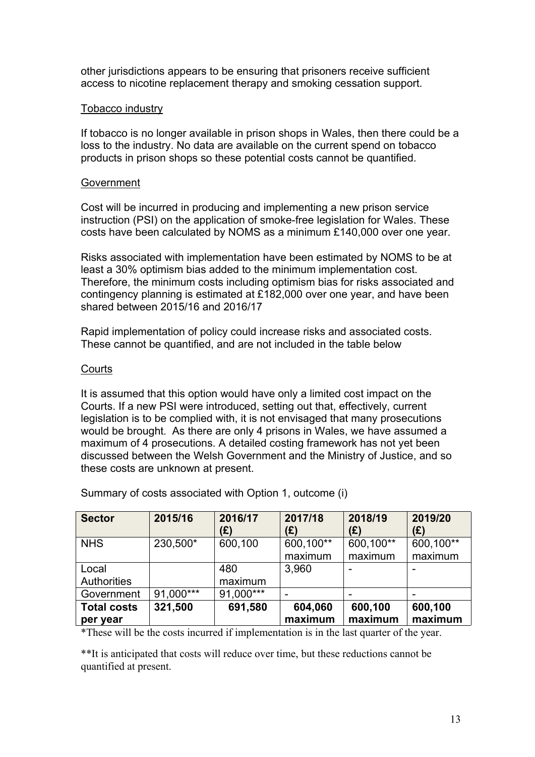other jurisdictions appears to be ensuring that prisoners receive sufficient access to nicotine replacement therapy and smoking cessation support.

Tobacco industry

If tobacco is no longer available in prison shops in Wales, then there could be a loss to the industry. No data are available on the current spend on tobacco products in prison shops so these potential costs cannot be quantified.

Government

Cost will be incurred in producing and implementing a new prison service instruction (PSI) on the application of smoke-free legislation for Wales. These costs have been calculated by NOMS as a minimum £140,000 over one year.

Risks associated with implementation have been estimated by NOMS to be at least a 30% optimism bias added to the minimum implementation cost. Therefore, the minimum costs including optimism bias for risks associated and contingency planning is estimated at £182,000 over one year, and have been shared between 2015/16 and 2016/17

Rapid implementation of policy could increase risks and associated costs. These cannot be quantified, and are not included in the table below

Courts

It is assumed that this option would have only a limited cost impact on the Courts. If a new PSI were introduced, setting out that, effectively, current legislation is to be complied with, it is not envisaged that many prosecutions would be brought. As there are only 4 prisons in Wales, we have assumed a maximum of 4 prosecutions. A detailed costing framework has not yet been discussed between the Welsh Government and the Ministry of Justice, and so these costs are unknown at present.

Summary of costs associated with Option 1, outcome (i)

| **Sector** | **2015/16** | **2016/17 (£)** | **2017/18 (£)** | **2018/19 (£)** | **2019/20 (£)** |
|---|---|---|---|---|---|
| NHS | 230,500* | 600,100 | 600,100** maximum | 600,100** maximum | 600,100** maximum |
| Local Authorities | | 480 maximum | 3,960 | - | - |
| Government | 91,000*** | 91,000*** | - | - | - |
| **Total costs per year** | **321,500** | **691,580** | **604,060 maximum** | **600,100 maximum** | **600,100 maximum** |

*These will be the costs incurred if implementation is in the last quarter of the year.

**It is anticipated that costs will reduce over time, but these reductions cannot be quantified at present.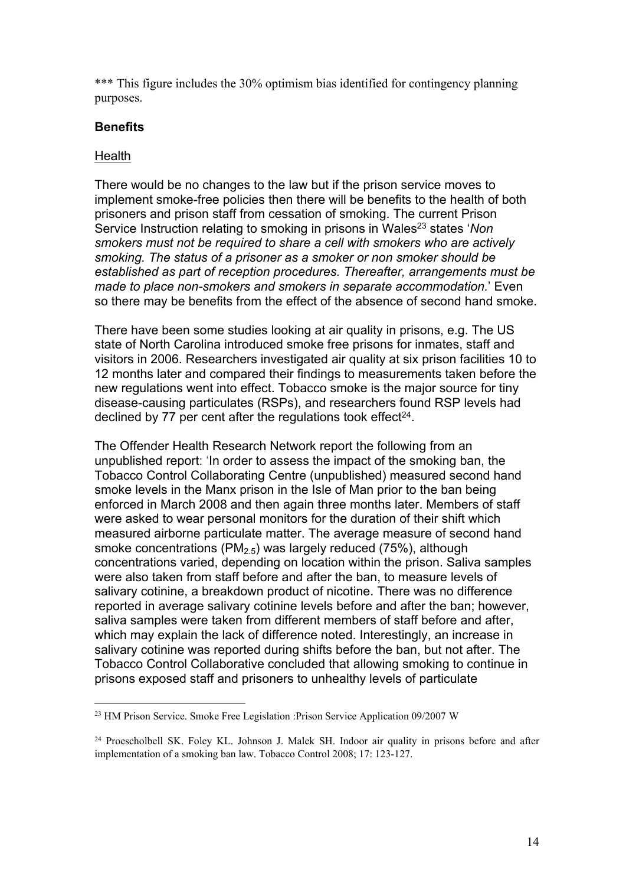*** This figure includes the 30% optimism bias identified for contingency planning purposes.

**Benefits**

Health

There would be no changes to the law but if the prison service moves to implement smoke-free policies then there will be benefits to the health of both prisoners and prison staff from cessation of smoking. The current Prison Service Instruction relating to smoking in prisons in Wales[23] states '*Non smokers must not be required to share a cell with smokers who are actively smoking. The status of a prisoner as a smoker or non smoker should be established as part of reception procedures. Thereafter, arrangements must be made to place non-smokers and smokers in separate accommodation.*' Even so there may be benefits from the effect of the absence of second hand smoke.

There have been some studies looking at air quality in prisons, e.g. The US state of North Carolina introduced smoke free prisons for inmates, staff and visitors in 2006. Researchers investigated air quality at six prison facilities 10 to 12 months later and compared their findings to measurements taken before the new regulations went into effect. Tobacco smoke is the major source for tiny disease-causing particulates (RSPs), and researchers found RSP levels had declined by 77 per cent after the regulations took effect[24].

The Offender Health Research Network report the following from an unpublished report: 'In order to assess the impact of the smoking ban, the Tobacco Control Collaborating Centre (unpublished) measured second hand smoke levels in the Manx prison in the Isle of Man prior to the ban being enforced in March 2008 and then again three months later. Members of staff were asked to wear personal monitors for the duration of their shift which measured airborne particulate matter. The average measure of second hand smoke concentrations ($PM_{2.5}$) was largely reduced (75%), although concentrations varied, depending on location within the prison. Saliva samples were also taken from staff before and after the ban, to measure levels of salivary cotinine, a breakdown product of nicotine. There was no difference reported in average salivary cotinine levels before and after the ban; however, saliva samples were taken from different members of staff before and after, which may explain the lack of difference noted. Interestingly, an increase in salivary cotinine was reported during shifts before the ban, but not after. The Tobacco Control Collaborative concluded that allowing smoking to continue in prisons exposed staff and prisoners to unhealthy levels of particulate

---

[23] HM Prison Service. Smoke Free Legislation :Prison Service Application 09/2007 W

[24] Proescholbell SK. Foley KL. Johnson J. Malek SH. Indoor air quality in prisons before and after implementation of a smoking ban law. Tobacco Control 2008; 17: 123-127.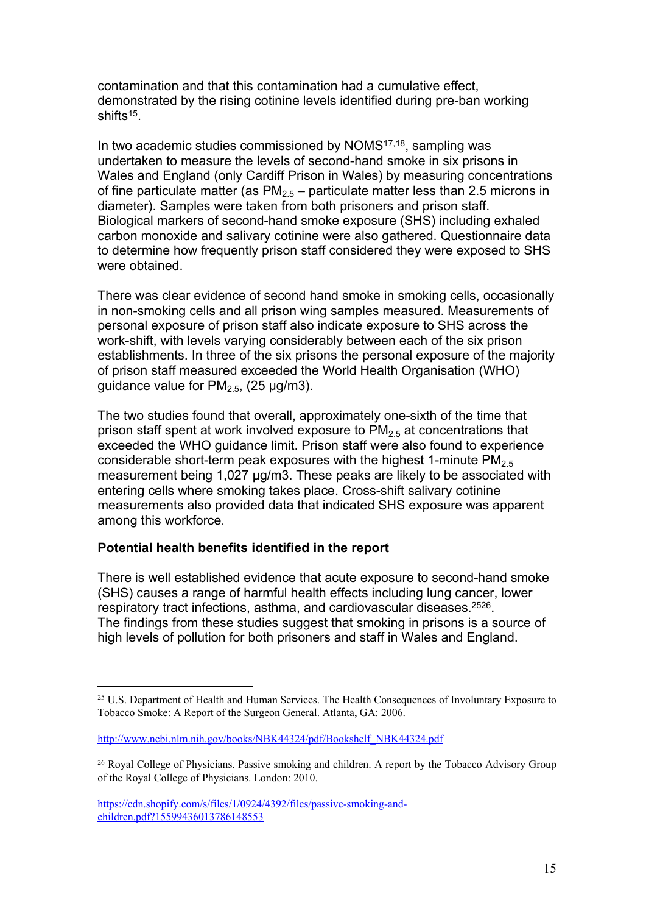contamination and that this contamination had a cumulative effect, demonstrated by the rising cotinine levels identified during pre-ban working shifts[15].

In two academic studies commissioned by NOMS[17,18], sampling was undertaken to measure the levels of second-hand smoke in six prisons in Wales and England (only Cardiff Prison in Wales) by measuring concentrations of fine particulate matter (as $PM_{2.5}$ – particulate matter less than 2.5 microns in diameter). Samples were taken from both prisoners and prison staff. Biological markers of second-hand smoke exposure (SHS) including exhaled carbon monoxide and salivary cotinine were also gathered. Questionnaire data to determine how frequently prison staff considered they were exposed to SHS were obtained.

There was clear evidence of second hand smoke in smoking cells, occasionally in non-smoking cells and all prison wing samples measured. Measurements of personal exposure of prison staff also indicate exposure to SHS across the work-shift, with levels varying considerably between each of the six prison establishments. In three of the six prisons the personal exposure of the majority of prison staff measured exceeded the World Health Organisation (WHO) guidance value for $PM_{2.5}$, (25 µg/m3).

The two studies found that overall, approximately one-sixth of the time that prison staff spent at work involved exposure to $PM_{2.5}$ at concentrations that exceeded the WHO guidance limit. Prison staff were also found to experience considerable short-term peak exposures with the highest 1-minute $PM_{2.5}$ measurement being 1,027 µg/m3. These peaks are likely to be associated with entering cells where smoking takes place. Cross-shift salivary cotinine measurements also provided data that indicated SHS exposure was apparent among this workforce.

**Potential health benefits identified in the report**

There is well established evidence that acute exposure to second-hand smoke (SHS) causes a range of harmful health effects including lung cancer, lower respiratory tract infections, asthma, and cardiovascular diseases.[25,26]. The findings from these studies suggest that smoking in prisons is a source of high levels of pollution for both prisoners and staff in Wales and England.

---

[25] U.S. Department of Health and Human Services. The Health Consequences of Involuntary Exposure to Tobacco Smoke: A Report of the Surgeon General. Atlanta, GA: 2006.

http://www.ncbi.nlm.nih.gov/books/NBK44324/pdf/Bookshelf_NBK44324.pdf

[26] Royal College of Physicians. Passive smoking and children. A report by the Tobacco Advisory Group of the Royal College of Physicians. London: 2010.

https://cdn.shopify.com/s/files/1/0924/4392/files/passive-smoking-and-children.pdf?15599436013786148553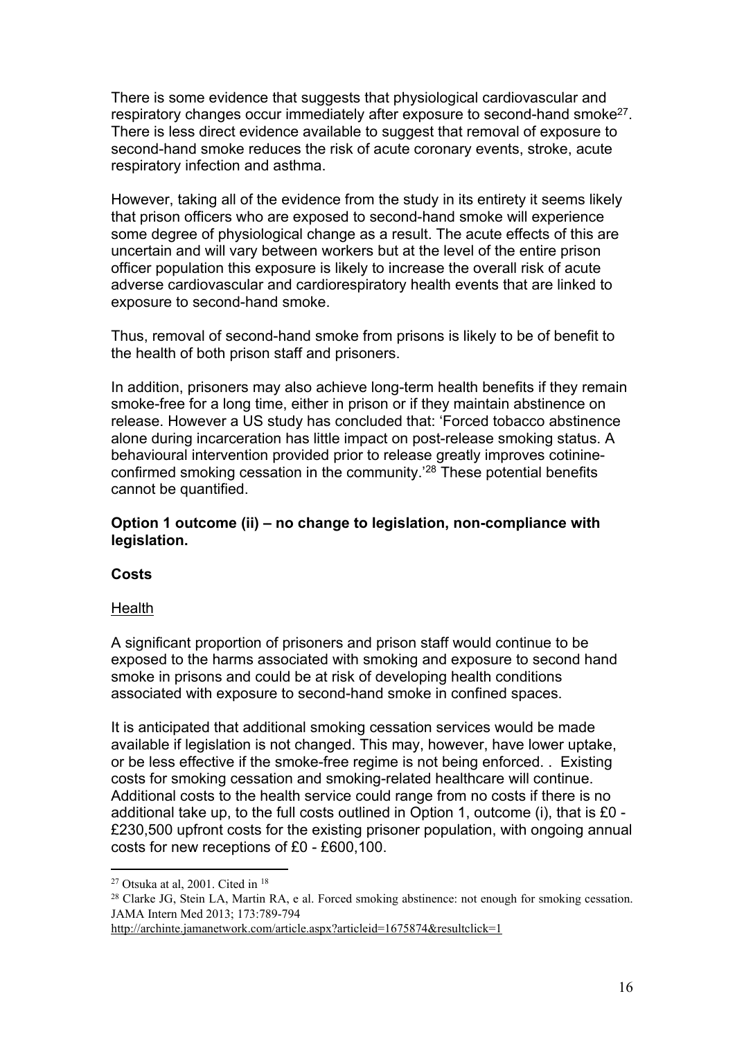There is some evidence that suggests that physiological cardiovascular and respiratory changes occur immediately after exposure to second-hand smoke[27]. There is less direct evidence available to suggest that removal of exposure to second-hand smoke reduces the risk of acute coronary events, stroke, acute respiratory infection and asthma.

However, taking all of the evidence from the study in its entirety it seems likely that prison officers who are exposed to second-hand smoke will experience some degree of physiological change as a result. The acute effects of this are uncertain and will vary between workers but at the level of the entire prison officer population this exposure is likely to increase the overall risk of acute adverse cardiovascular and cardiorespiratory health events that are linked to exposure to second-hand smoke.

Thus, removal of second-hand smoke from prisons is likely to be of benefit to the health of both prison staff and prisoners.

In addition, prisoners may also achieve long-term health benefits if they remain smoke-free for a long time, either in prison or if they maintain abstinence on release. However a US study has concluded that: 'Forced tobacco abstinence alone during incarceration has little impact on post-release smoking status. A behavioural intervention provided prior to release greatly improves cotinine-confirmed smoking cessation in the community.'[28] These potential benefits cannot be quantified.

**Option 1 outcome (ii) – no change to legislation, non-compliance with legislation.**

**Costs**

Health

A significant proportion of prisoners and prison staff would continue to be exposed to the harms associated with smoking and exposure to second hand smoke in prisons and could be at risk of developing health conditions associated with exposure to second-hand smoke in confined spaces.

It is anticipated that additional smoking cessation services would be made available if legislation is not changed. This may, however, have lower uptake, or be less effective if the smoke-free regime is not being enforced. . Existing costs for smoking cessation and smoking-related healthcare will continue. Additional costs to the health service could range from no costs if there is no additional take up, to the full costs outlined in Option 1, outcome (i), that is £0 - £230,500 upfront costs for the existing prisoner population, with ongoing annual costs for new receptions of £0 - £600,100.

---

[27] Otsuka at al, 2001. Cited in [18]

[28] Clarke JG, Stein LA, Martin RA, e al. Forced smoking abstinence: not enough for smoking cessation. JAMA Intern Med 2013; 173:789-794
http://archinte.jamanetwork.com/article.aspx?articleid=1675874&resultclick=1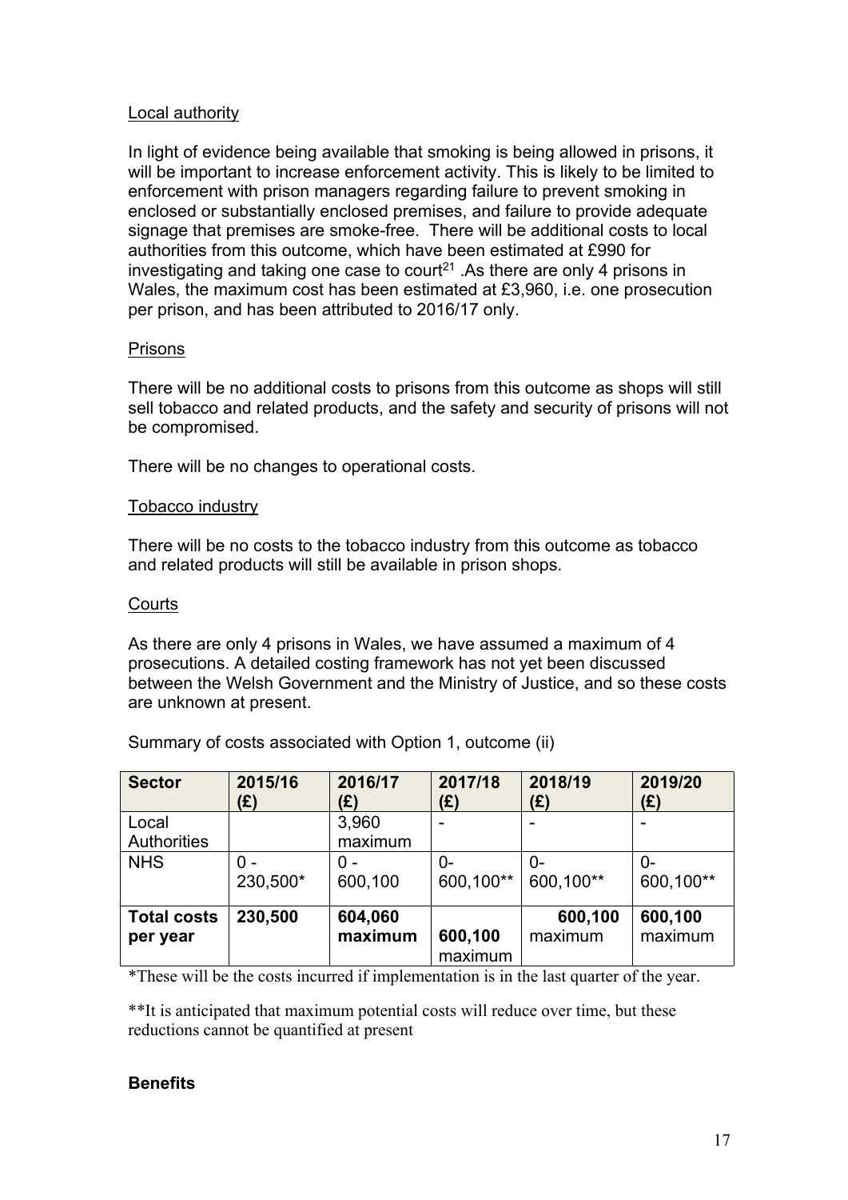Local authority

In light of evidence being available that smoking is being allowed in prisons, it will be important to increase enforcement activity. This is likely to be limited to enforcement with prison managers regarding failure to prevent smoking in enclosed or substantially enclosed premises, and failure to provide adequate signage that premises are smoke-free. There will be additional costs to local authorities from this outcome, which have been estimated at £990 for investigating and taking one case to court[21] .As there are only 4 prisons in Wales, the maximum cost has been estimated at £3,960, i.e. one prosecution per prison, and has been attributed to 2016/17 only.

Prisons

There will be no additional costs to prisons from this outcome as shops will still sell tobacco and related products, and the safety and security of prisons will not be compromised.

There will be no changes to operational costs.

Tobacco industry

There will be no costs to the tobacco industry from this outcome as tobacco and related products will still be available in prison shops.

Courts

As there are only 4 prisons in Wales, we have assumed a maximum of 4 prosecutions. A detailed costing framework has not yet been discussed between the Welsh Government and the Ministry of Justice, and so these costs are unknown at present.

Summary of costs associated with Option 1, outcome (ii)

| Sector | 2015/16 (£) | 2016/17 (£) | 2017/18 (£) | 2018/19 (£) | 2019/20 (£) |
|---|---|---|---|---|---|
| Local Authorities | | 3,960 maximum | - | - | - |
| NHS | 0 - 230,500* | 0 - 600,100 | 0- 600,100** | 0- 600,100** | 0- 600,100** |
| **Total costs per year** | **230,500** | **604,060 maximum** | **600,100** maximum | **600,100** maximum | **600,100** maximum |

*These will be the costs incurred if implementation is in the last quarter of the year.

**It is anticipated that maximum potential costs will reduce over time, but these reductions cannot be quantified at present

**Benefits**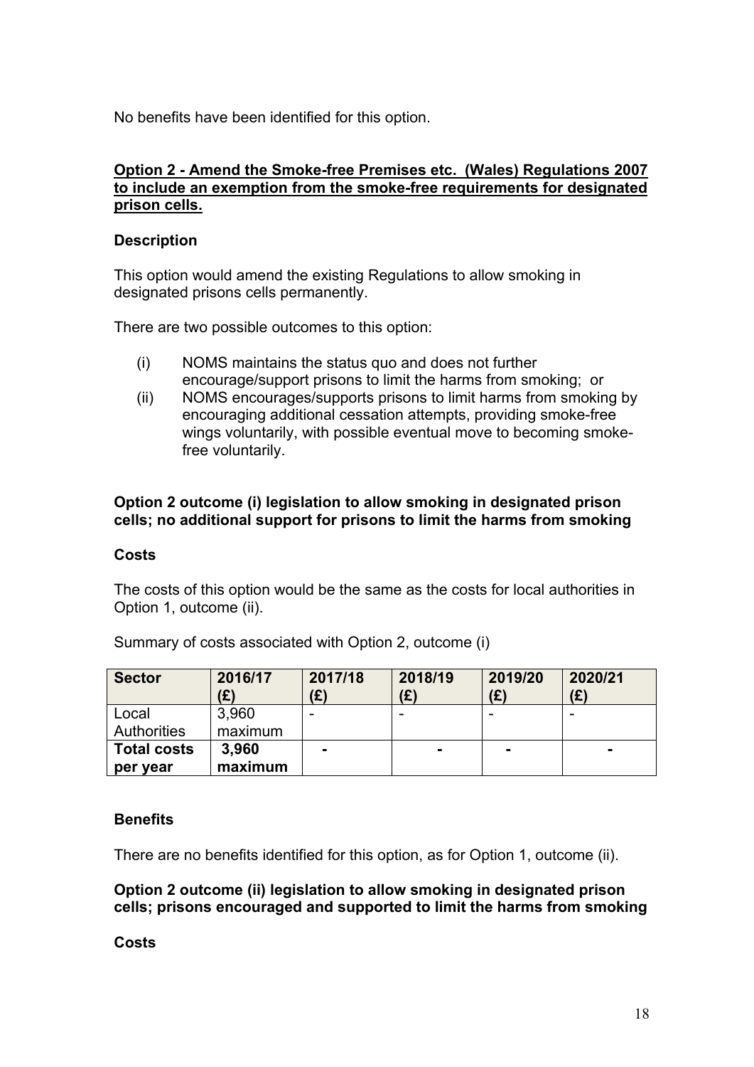No benefits have been identified for this option.

**Option 2 - Amend the Smoke-free Premises etc. (Wales) Regulations 2007 to include an exemption from the smoke-free requirements for designated prison cells.**

**Description**

This option would amend the existing Regulations to allow smoking in designated prisons cells permanently.

There are two possible outcomes to this option:

(i) NOMS maintains the status quo and does not further encourage/support prisons to limit the harms from smoking; or

(ii) NOMS encourages/supports prisons to limit harms from smoking by encouraging additional cessation attempts, providing smoke-free wings voluntarily, with possible eventual move to becoming smoke-free voluntarily.

**Option 2 outcome (i) legislation to allow smoking in designated prison cells; no additional support for prisons to limit the harms from smoking**

**Costs**

The costs of this option would be the same as the costs for local authorities in Option 1, outcome (ii).

Summary of costs associated with Option 2, outcome (i)

| Sector | 2016/17 (£) | 2017/18 (£) | 2018/19 (£) | 2019/20 (£) | 2020/21 (£) |
|---|---|---|---|---|---|
| Local Authorities | 3,960 maximum | - | - | - | - |
| **Total costs per year** | **3,960 maximum** | **-** | **-** | **-** | **-** |

**Benefits**

There are no benefits identified for this option, as for Option 1, outcome (ii).

**Option 2 outcome (ii) legislation to allow smoking in designated prison cells; prisons encouraged and supported to limit the harms from smoking**

**Costs**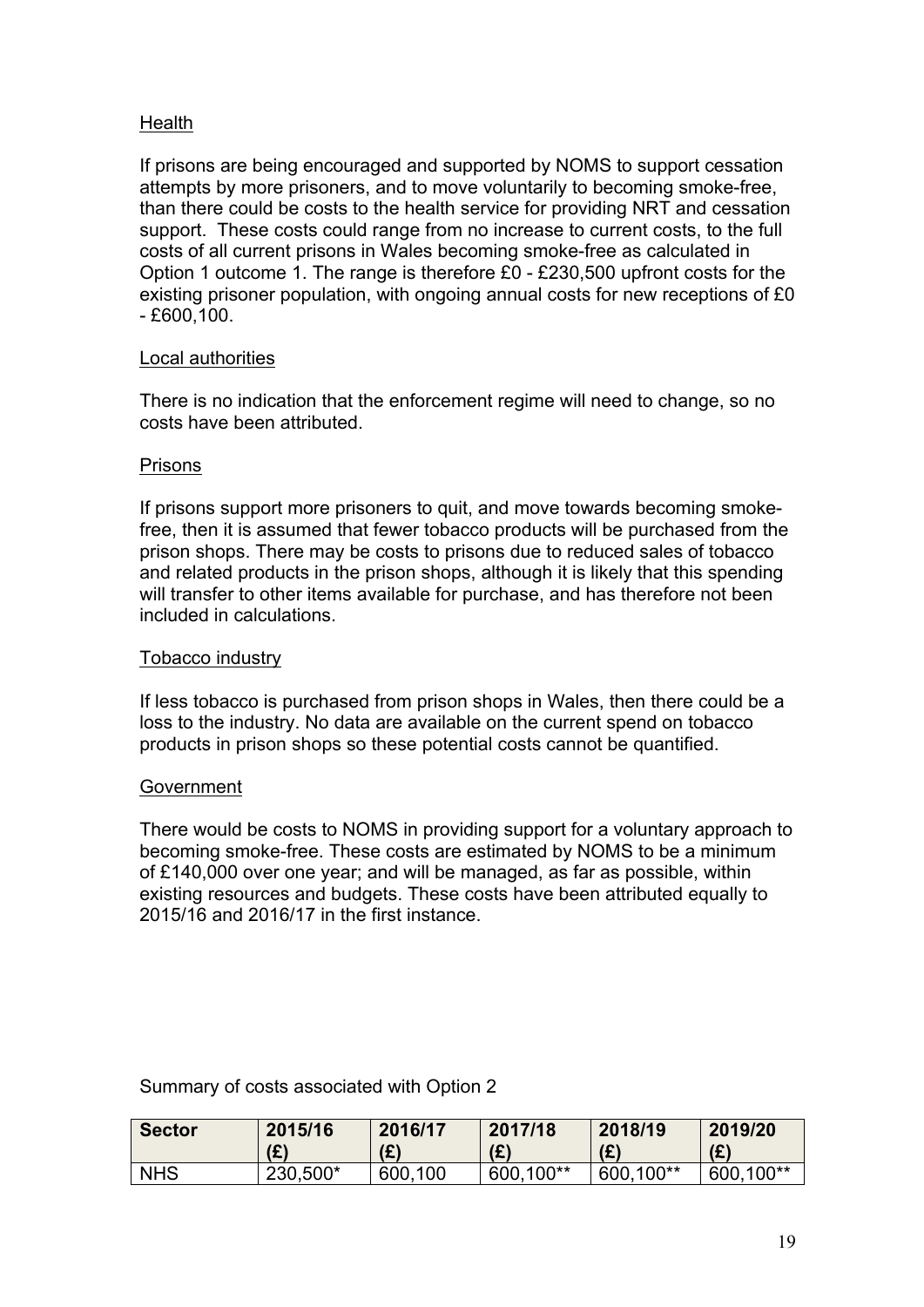Health

If prisons are being encouraged and supported by NOMS to support cessation attempts by more prisoners, and to move voluntarily to becoming smoke-free, than there could be costs to the health service for providing NRT and cessation support. These costs could range from no increase to current costs, to the full costs of all current prisons in Wales becoming smoke-free as calculated in Option 1 outcome 1. The range is therefore £0 - £230,500 upfront costs for the existing prisoner population, with ongoing annual costs for new receptions of £0 - £600,100.

Local authorities

There is no indication that the enforcement regime will need to change, so no costs have been attributed.

Prisons

If prisons support more prisoners to quit, and move towards becoming smoke-free, then it is assumed that fewer tobacco products will be purchased from the prison shops. There may be costs to prisons due to reduced sales of tobacco and related products in the prison shops, although it is likely that this spending will transfer to other items available for purchase, and has therefore not been included in calculations.

Tobacco industry

If less tobacco is purchased from prison shops in Wales, then there could be a loss to the industry. No data are available on the current spend on tobacco products in prison shops so these potential costs cannot be quantified.

Government

There would be costs to NOMS in providing support for a voluntary approach to becoming smoke-free. These costs are estimated by NOMS to be a minimum of £140,000 over one year; and will be managed, as far as possible, within existing resources and budgets. These costs have been attributed equally to 2015/16 and 2016/17 in the first instance.

Summary of costs associated with Option 2

| Sector | 2015/16 (£) | 2016/17 (£) | 2017/18 (£) | 2018/19 (£) | 2019/20 (£) |
|---|---|---|---|---|---|
| NHS | 230,500* | 600,100 | 600,100** | 600,100** | 600,100** |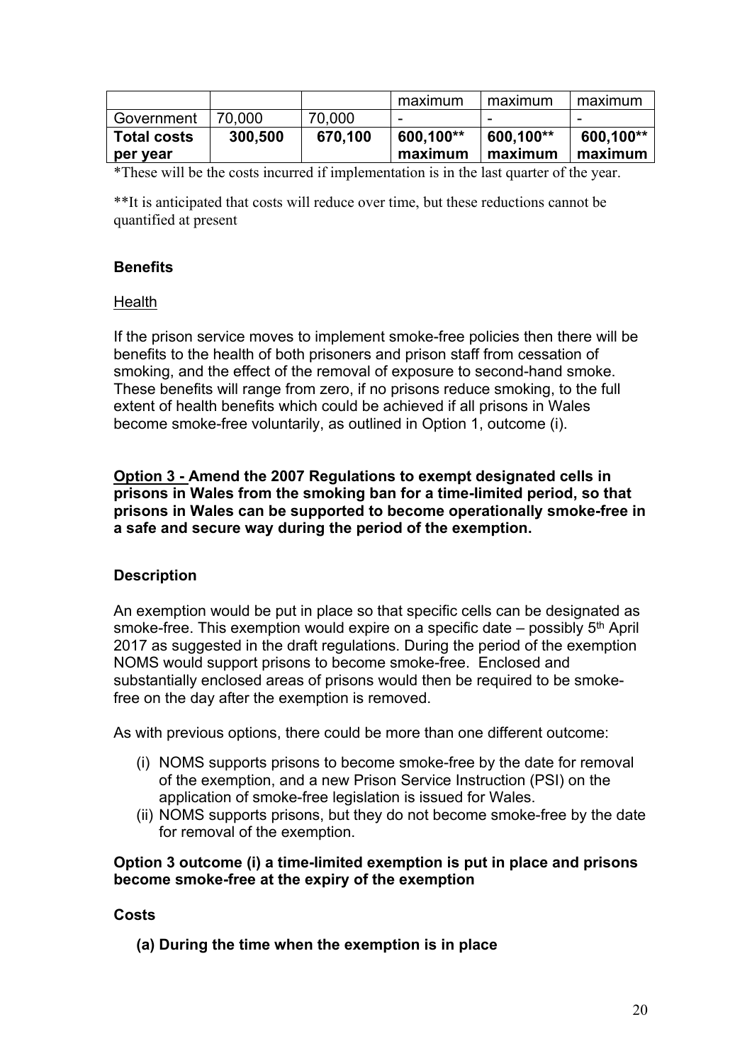| | | | maximum | maximum | maximum |
|---|---|---|---|---|---|
| Government | 70,000 | 70,000 | - | - | - |
| **Total costs per year** | **300,500** | **670,100** | **600,100** maximum** | **600,100** maximum** | **600,100** maximum** |

*These will be the costs incurred if implementation is in the last quarter of the year.

**It is anticipated that costs will reduce over time, but these reductions cannot be quantified at present

**Benefits**

<u>Health</u>

If the prison service moves to implement smoke-free policies then there will be benefits to the health of both prisoners and prison staff from cessation of smoking, and the effect of the removal of exposure to second-hand smoke. These benefits will range from zero, if no prisons reduce smoking, to the full extent of health benefits which could be achieved if all prisons in Wales become smoke-free voluntarily, as outlined in Option 1, outcome (i).

**<u>Option 3 -</u> Amend the 2007 Regulations to exempt designated cells in prisons in Wales from the smoking ban for a time-limited period, so that prisons in Wales can be supported to become operationally smoke-free in a safe and secure way during the period of the exemption.**

**Description**

An exemption would be put in place so that specific cells can be designated as smoke-free. This exemption would expire on a specific date – possibly 5th April 2017 as suggested in the draft regulations. During the period of the exemption NOMS would support prisons to become smoke-free. Enclosed and substantially enclosed areas of prisons would then be required to be smoke-free on the day after the exemption is removed.

As with previous options, there could be more than one different outcome:

(i) NOMS supports prisons to become smoke-free by the date for removal of the exemption, and a new Prison Service Instruction (PSI) on the application of smoke-free legislation is issued for Wales.
(ii) NOMS supports prisons, but they do not become smoke-free by the date for removal of the exemption.

**Option 3 outcome (i) a time-limited exemption is put in place and prisons become smoke-free at the expiry of the exemption**

**Costs**

**(a) During the time when the exemption is in place**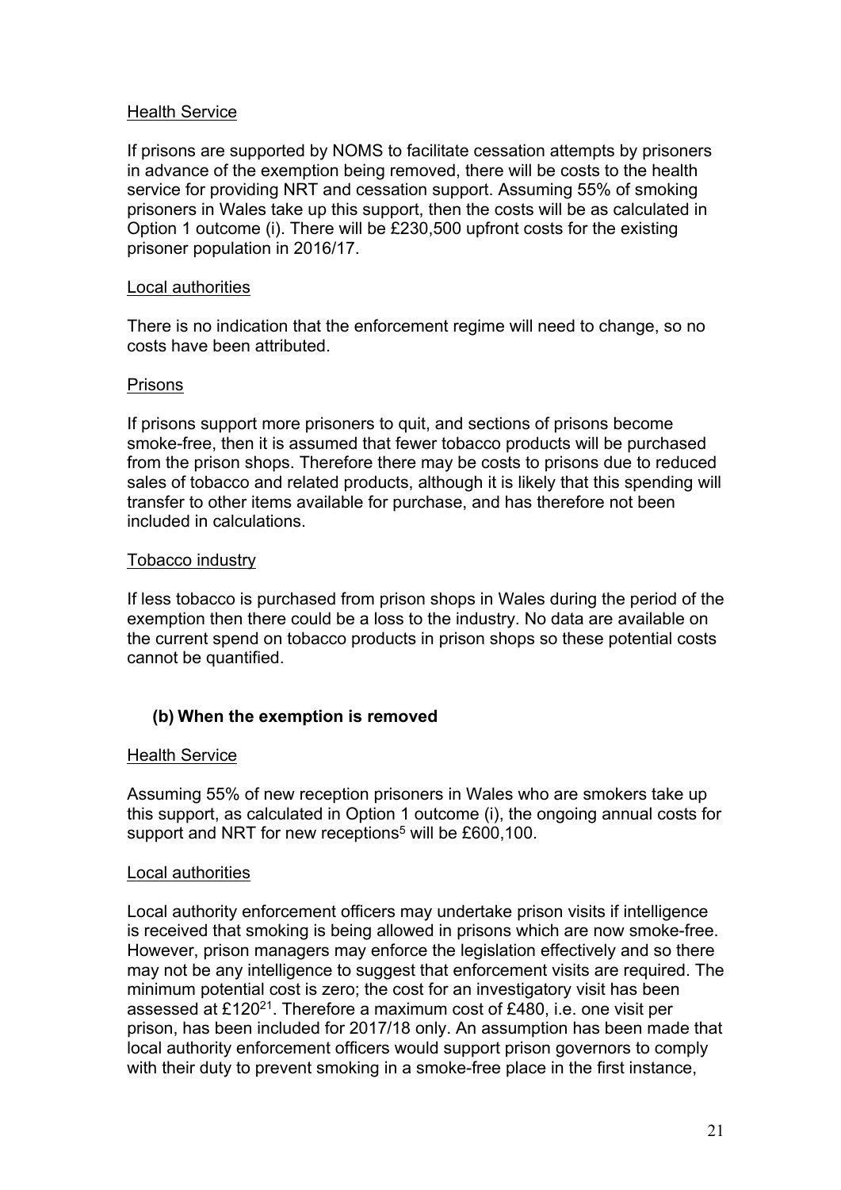Health Service

If prisons are supported by NOMS to facilitate cessation attempts by prisoners in advance of the exemption being removed, there will be costs to the health service for providing NRT and cessation support. Assuming 55% of smoking prisoners in Wales take up this support, then the costs will be as calculated in Option 1 outcome (i). There will be £230,500 upfront costs for the existing prisoner population in 2016/17.

Local authorities

There is no indication that the enforcement regime will need to change, so no costs have been attributed.

Prisons

If prisons support more prisoners to quit, and sections of prisons become smoke-free, then it is assumed that fewer tobacco products will be purchased from the prison shops. Therefore there may be costs to prisons due to reduced sales of tobacco and related products, although it is likely that this spending will transfer to other items available for purchase, and has therefore not been included in calculations.

Tobacco industry

If less tobacco is purchased from prison shops in Wales during the period of the exemption then there could be a loss to the industry. No data are available on the current spend on tobacco products in prison shops so these potential costs cannot be quantified.

### (b) When the exemption is removed

Health Service

Assuming 55% of new reception prisoners in Wales who are smokers take up this support, as calculated in Option 1 outcome (i), the ongoing annual costs for support and NRT for new receptions[5] will be £600,100.

Local authorities

Local authority enforcement officers may undertake prison visits if intelligence is received that smoking is being allowed in prisons which are now smoke-free. However, prison managers may enforce the legislation effectively and so there may not be any intelligence to suggest that enforcement visits are required. The minimum potential cost is zero; the cost for an investigatory visit has been assessed at £120[21]. Therefore a maximum cost of £480, i.e. one visit per prison, has been included for 2017/18 only. An assumption has been made that local authority enforcement officers would support prison governors to comply with their duty to prevent smoking in a smoke-free place in the first instance,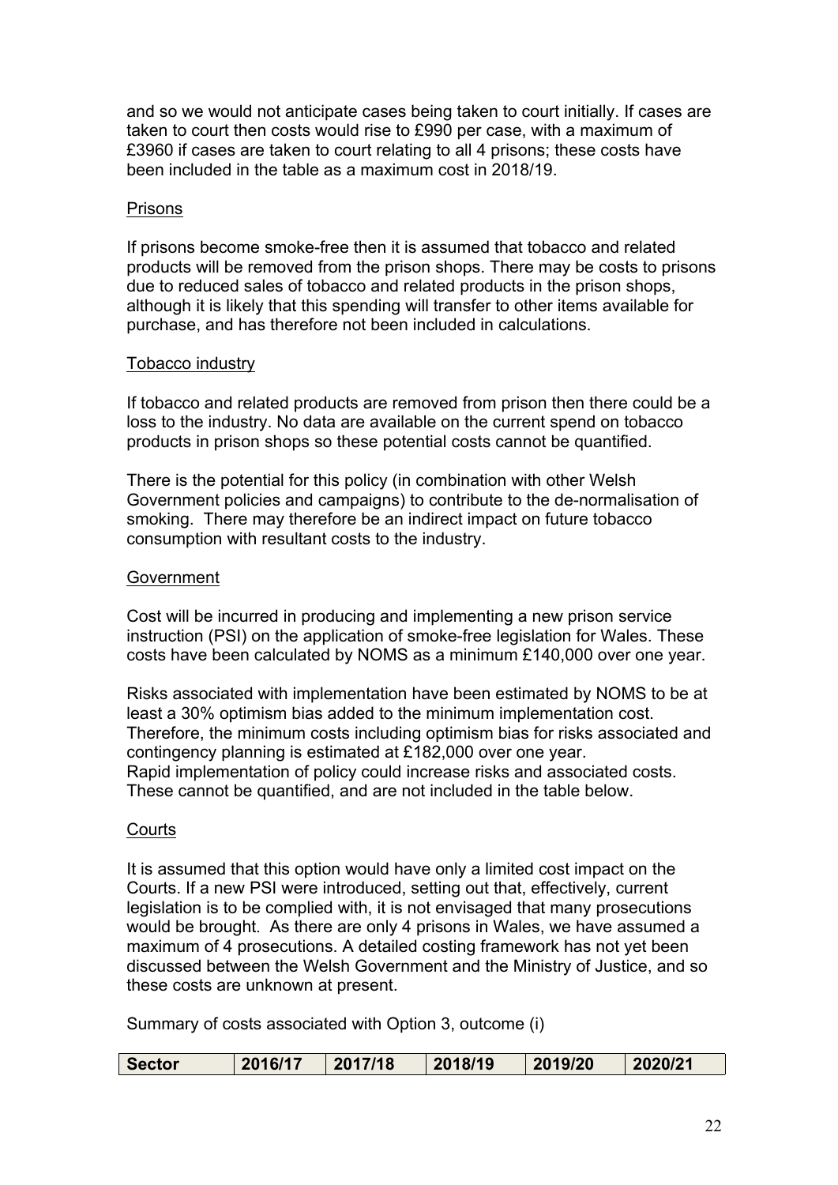and so we would not anticipate cases being taken to court initially. If cases are taken to court then costs would rise to £990 per case, with a maximum of £3960 if cases are taken to court relating to all 4 prisons; these costs have been included in the table as a maximum cost in 2018/19.

Prisons

If prisons become smoke-free then it is assumed that tobacco and related products will be removed from the prison shops. There may be costs to prisons due to reduced sales of tobacco and related products in the prison shops, although it is likely that this spending will transfer to other items available for purchase, and has therefore not been included in calculations.

Tobacco industry

If tobacco and related products are removed from prison then there could be a loss to the industry. No data are available on the current spend on tobacco products in prison shops so these potential costs cannot be quantified.

There is the potential for this policy (in combination with other Welsh Government policies and campaigns) to contribute to the de-normalisation of smoking. There may therefore be an indirect impact on future tobacco consumption with resultant costs to the industry.

Government

Cost will be incurred in producing and implementing a new prison service instruction (PSI) on the application of smoke-free legislation for Wales. These costs have been calculated by NOMS as a minimum £140,000 over one year.

Risks associated with implementation have been estimated by NOMS to be at least a 30% optimism bias added to the minimum implementation cost. Therefore, the minimum costs including optimism bias for risks associated and contingency planning is estimated at £182,000 over one year.
Rapid implementation of policy could increase risks and associated costs. These cannot be quantified, and are not included in the table below.

Courts

It is assumed that this option would have only a limited cost impact on the Courts. If a new PSI were introduced, setting out that, effectively, current legislation is to be complied with, it is not envisaged that many prosecutions would be brought. As there are only 4 prisons in Wales, we have assumed a maximum of 4 prosecutions. A detailed costing framework has not yet been discussed between the Welsh Government and the Ministry of Justice, and so these costs are unknown at present.

Summary of costs associated with Option 3, outcome (i)

| Sector | 2016/17 | 2017/18 | 2018/19 | 2019/20 | 2020/21 |
|---|---|---|---|---|---|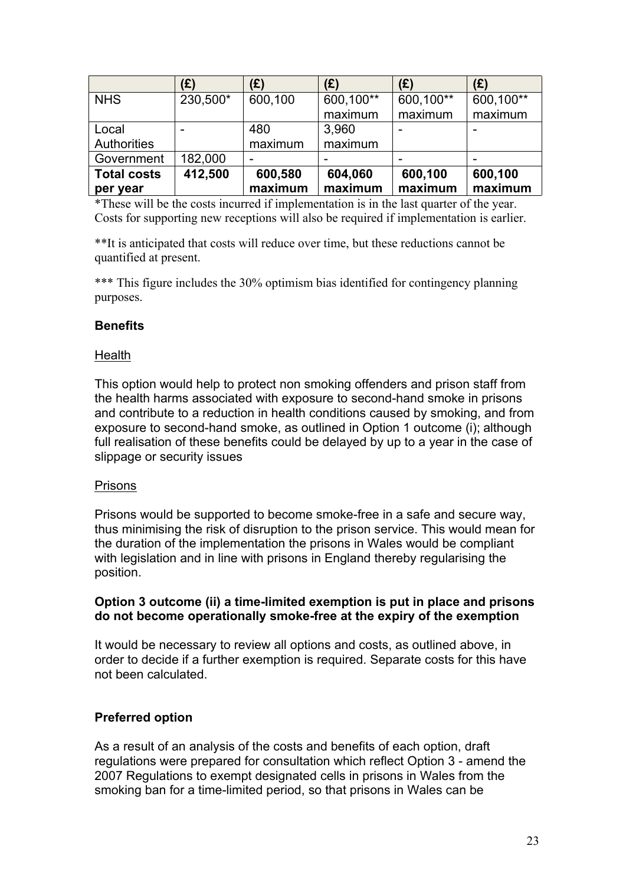| | (£) | (£) | (£) | (£) | (£) |
|---|---|---|---|---|---|
| NHS | 230,500* | 600,100 | 600,100** maximum | 600,100** maximum | 600,100** maximum |
| Local Authorities | - | 480 maximum | 3,960 maximum | - | - |
| Government | 182,000 | - | - | - | - |
| **Total costs per year** | **412,500** | **600,580 maximum** | **604,060 maximum** | **600,100 maximum** | **600,100 maximum** |

*These will be the costs incurred if implementation is in the last quarter of the year. Costs for supporting new receptions will also be required if implementation is earlier.

**It is anticipated that costs will reduce over time, but these reductions cannot be quantified at present.

*** This figure includes the 30% optimism bias identified for contingency planning purposes.

**Benefits**

Health

This option would help to protect non smoking offenders and prison staff from the health harms associated with exposure to second-hand smoke in prisons and contribute to a reduction in health conditions caused by smoking, and from exposure to second-hand smoke, as outlined in Option 1 outcome (i); although full realisation of these benefits could be delayed by up to a year in the case of slippage or security issues

Prisons

Prisons would be supported to become smoke-free in a safe and secure way, thus minimising the risk of disruption to the prison service. This would mean for the duration of the implementation the prisons in Wales would be compliant with legislation and in line with prisons in England thereby regularising the position.

**Option 3 outcome (ii) a time-limited exemption is put in place and prisons do not become operationally smoke-free at the expiry of the exemption**

It would be necessary to review all options and costs, as outlined above, in order to decide if a further exemption is required. Separate costs for this have not been calculated.

**Preferred option**

As a result of an analysis of the costs and benefits of each option, draft regulations were prepared for consultation which reflect Option 3 - amend the 2007 Regulations to exempt designated cells in prisons in Wales from the smoking ban for a time-limited period, so that prisons in Wales can be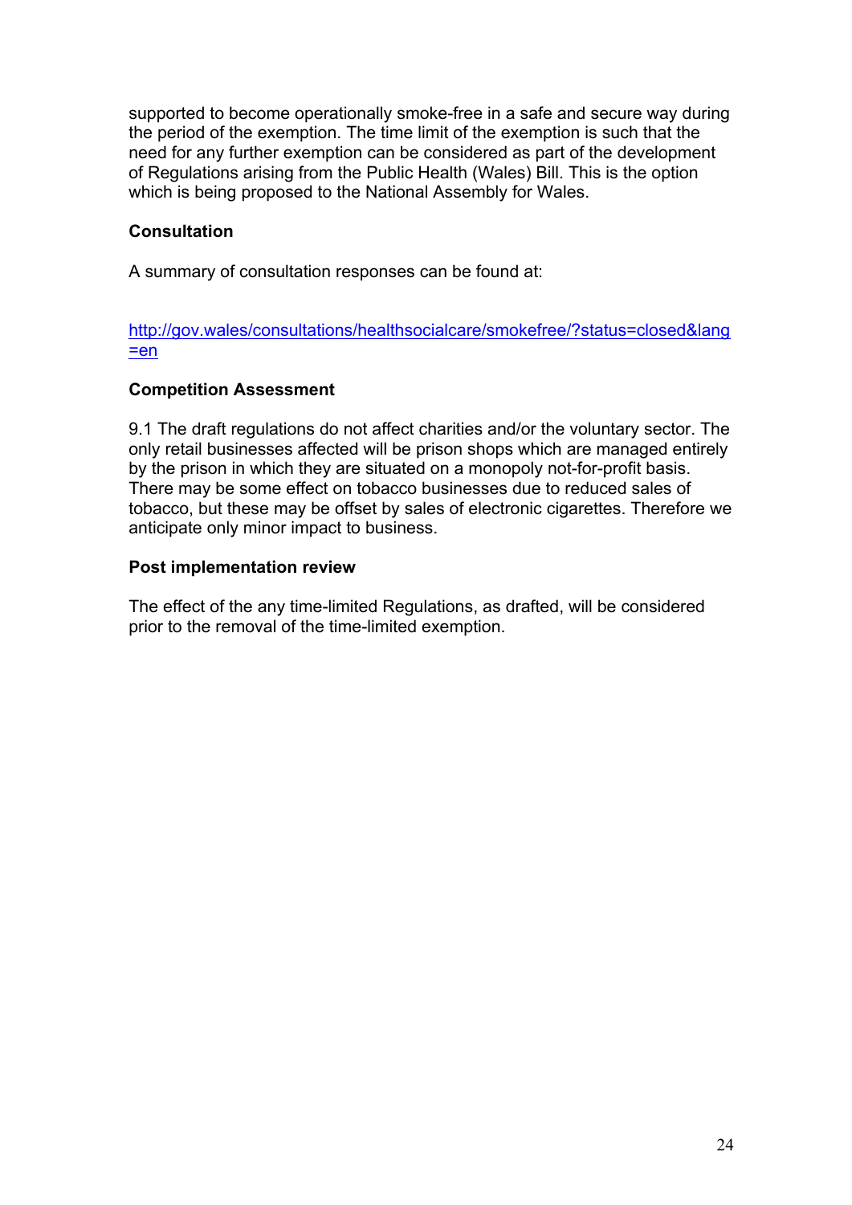supported to become operationally smoke-free in a safe and secure way during the period of the exemption. The time limit of the exemption is such that the need for any further exemption can be considered as part of the development of Regulations arising from the Public Health (Wales) Bill. This is the option which is being proposed to the National Assembly for Wales.

### Consultation

A summary of consultation responses can be found at:

http://gov.wales/consultations/healthsocialcare/smokefree/?status=closed&lang=en

### Competition Assessment

9.1 The draft regulations do not affect charities and/or the voluntary sector. The only retail businesses affected will be prison shops which are managed entirely by the prison in which they are situated on a monopoly not-for-profit basis. There may be some effect on tobacco businesses due to reduced sales of tobacco, but these may be offset by sales of electronic cigarettes. Therefore we anticipate only minor impact to business.

### Post implementation review

The effect of the any time-limited Regulations, as drafted, will be considered prior to the removal of the time-limited exemption.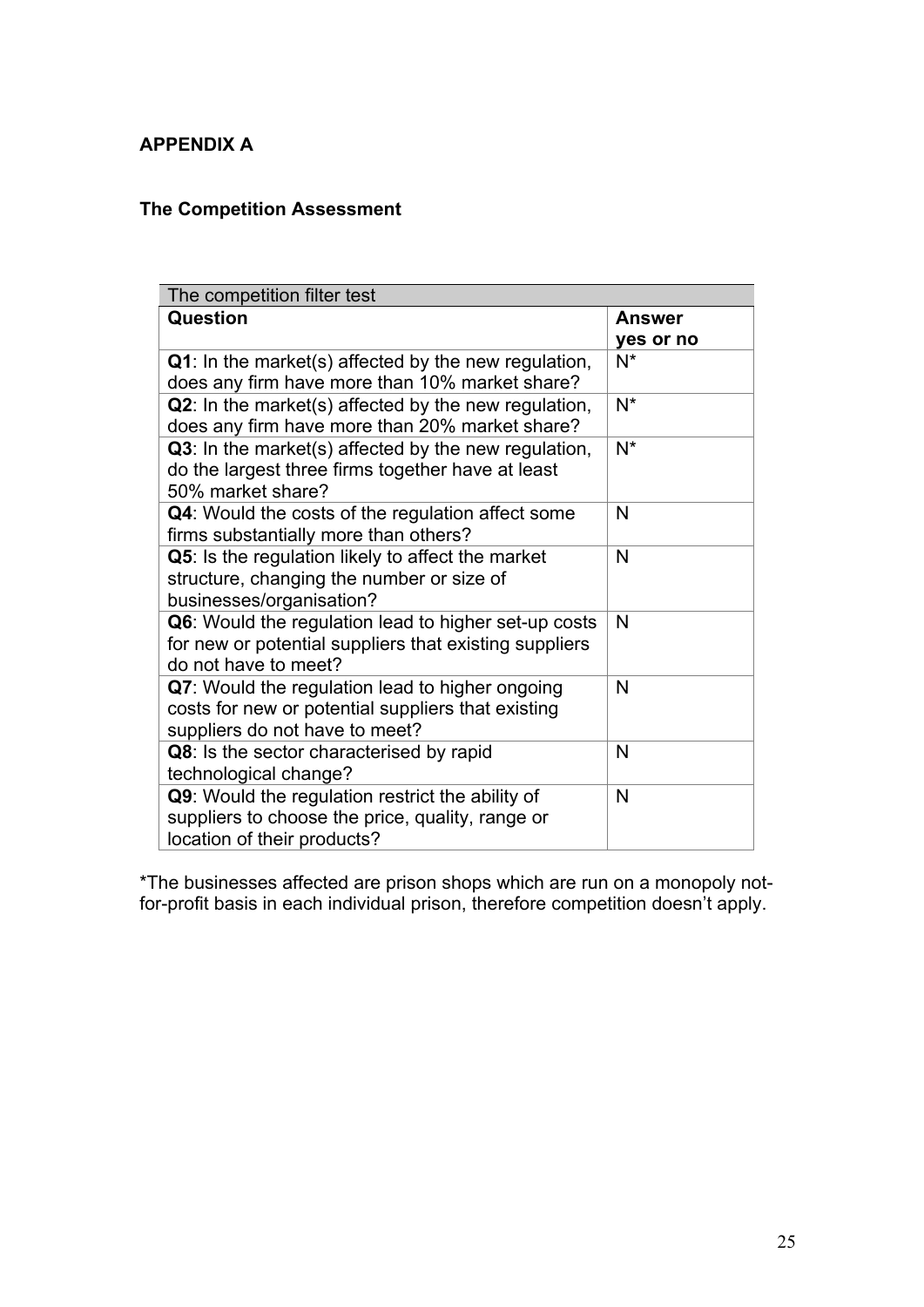**APPENDIX A**

**The Competition Assessment**

| The competition filter test | |
|---|---|
| **Question** | **Answer yes or no** |
| **Q1**: In the market(s) affected by the new regulation, does any firm have more than 10% market share? | N* |
| **Q2**: In the market(s) affected by the new regulation, does any firm have more than 20% market share? | N* |
| **Q3**: In the market(s) affected by the new regulation, do the largest three firms together have at least 50% market share? | N* |
| **Q4**: Would the costs of the regulation affect some firms substantially more than others? | N |
| **Q5**: Is the regulation likely to affect the market structure, changing the number or size of businesses/organisation? | N |
| **Q6**: Would the regulation lead to higher set-up costs for new or potential suppliers that existing suppliers do not have to meet? | N |
| **Q7**: Would the regulation lead to higher ongoing costs for new or potential suppliers that existing suppliers do not have to meet? | N |
| **Q8**: Is the sector characterised by rapid technological change? | N |
| **Q9**: Would the regulation restrict the ability of suppliers to choose the price, quality, range or location of their products? | N |

*The businesses affected are prison shops which are run on a monopoly not-for-profit basis in each individual prison, therefore competition doesn't apply.